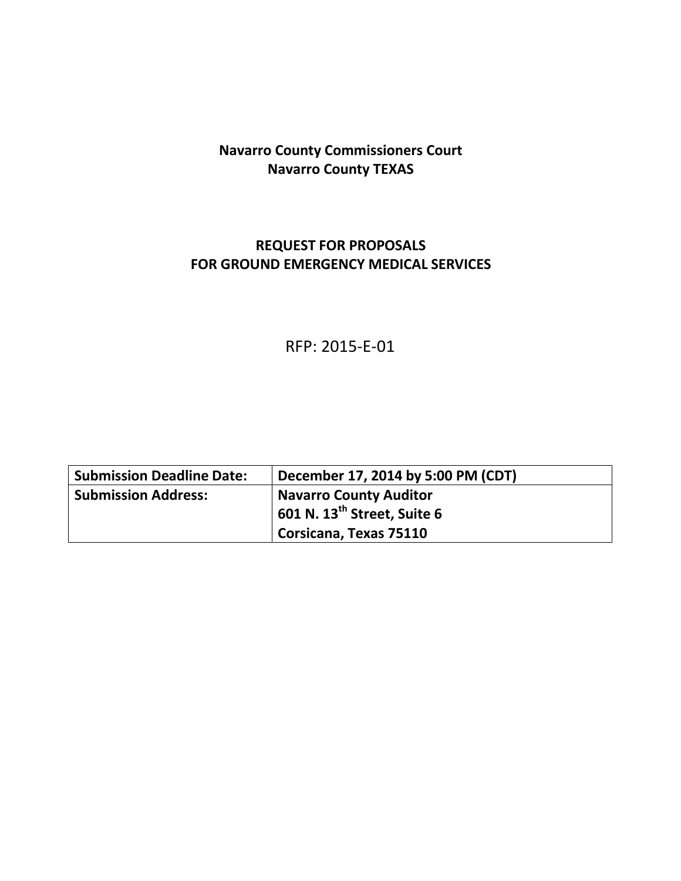**Navarro County Commissioners Court**
**Navarro County TEXAS**

# REQUEST FOR PROPOSALS
# FOR GROUND EMERGENCY MEDICAL SERVICES

RFP: 2015-E-01

| **Submission Deadline Date:** | **December 17, 2014 by 5:00 PM (CDT)** |
| --- | --- |
| **Submission Address:** | **Navarro County Auditor**<br>**601 N. 13th Street, Suite 6**<br>**Corsicana, Texas 75110** |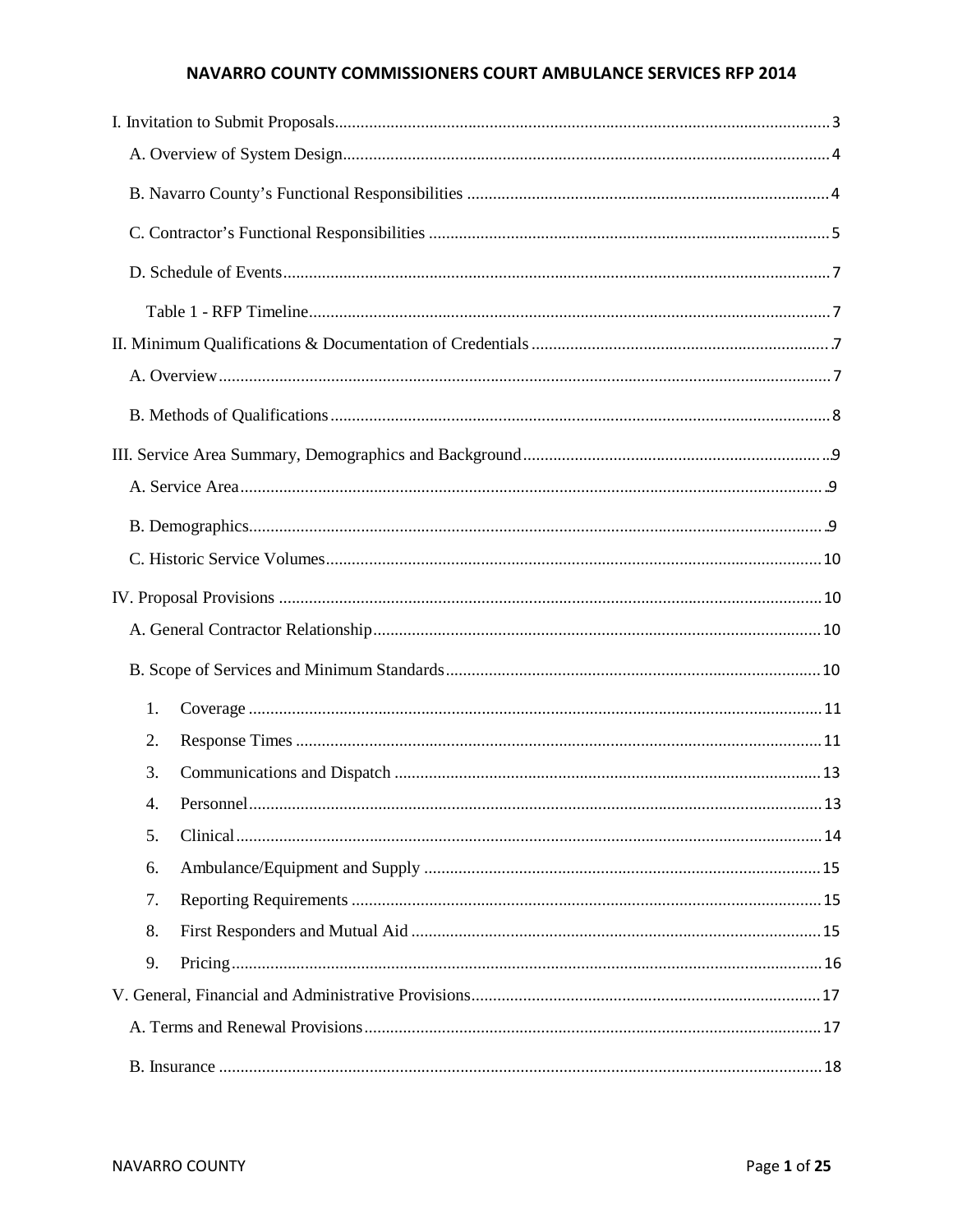# NAVARRO COUNTY COMMISSIONERS COURT AMBULANCE SERVICES RFP 2014

I. Invitation to Submit Proposals .......... 3

- A. Overview of System Design .......... 4
- B. Navarro County's Functional Responsibilities .......... 4
- C. Contractor's Functional Responsibilities .......... 5
- D. Schedule of Events .......... 7
  - Table 1 - RFP Timeline .......... 7

II. Minimum Qualifications & Documentation of Credentials .......... 7

- A. Overview .......... 7
- B. Methods of Qualifications .......... 8

III. Service Area Summary, Demographics and Background .......... 9

- A. Service Area .......... 9
- B. Demographics .......... 9
- C. Historic Service Volumes .......... 10

IV. Proposal Provisions .......... 10

- A. General Contractor Relationship .......... 10
- B. Scope of Services and Minimum Standards .......... 10
  1. Coverage .......... 11
  2. Response Times .......... 11
  3. Communications and Dispatch .......... 13
  4. Personnel .......... 13
  5. Clinical .......... 14
  6. Ambulance/Equipment and Supply .......... 15
  7. Reporting Requirements .......... 15
  8. First Responders and Mutual Aid .......... 15
  9. Pricing .......... 16

V. General, Financial and Administrative Provisions .......... 17

- A. Terms and Renewal Provisions .......... 17
- B. Insurance .......... 18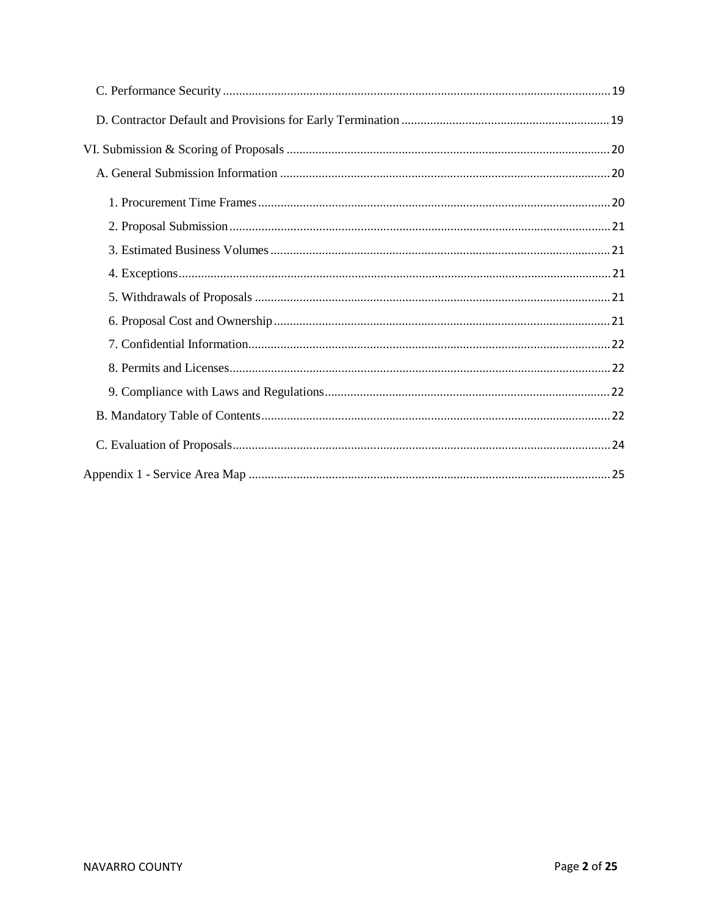C. Performance Security ........................................................................................................................ 19

D. Contractor Default and Provisions for Early Termination ................................................................ 19

VI. Submission & Scoring of Proposals ..................................................................................................... 20

A. General Submission Information ....................................................................................................... 20

1. Procurement Time Frames .............................................................................................................. 20

2. Proposal Submission ....................................................................................................................... 21

3. Estimated Business Volumes .......................................................................................................... 21

4. Exceptions ....................................................................................................................................... 21

5. Withdrawals of Proposals ............................................................................................................... 21

6. Proposal Cost and Ownership ......................................................................................................... 21

7. Confidential Information ................................................................................................................. 22

8. Permits and Licenses ....................................................................................................................... 22

9. Compliance with Laws and Regulations ......................................................................................... 22

B. Mandatory Table of Contents ............................................................................................................. 22

C. Evaluation of Proposals ...................................................................................................................... 24

Appendix 1 - Service Area Map ................................................................................................................. 25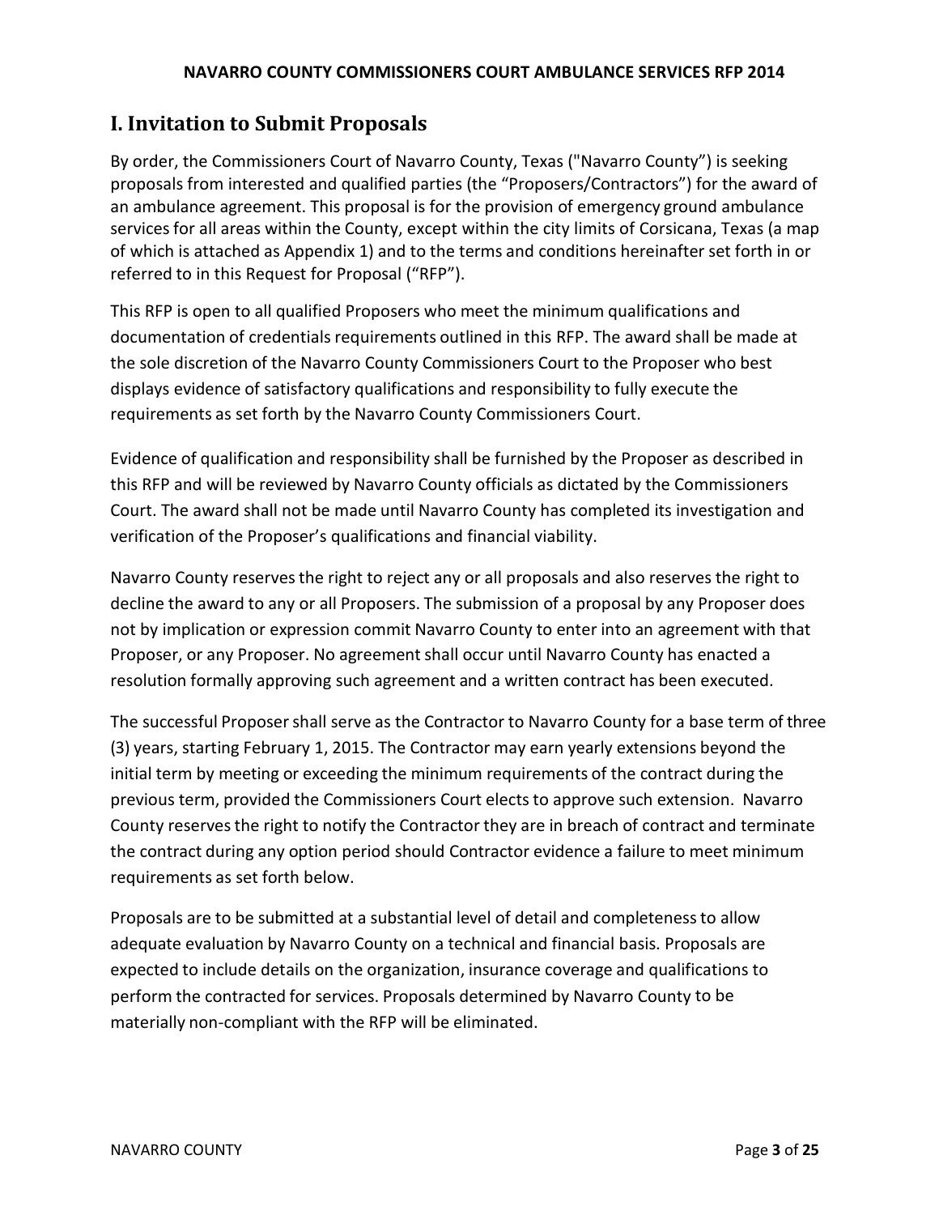## I. Invitation to Submit Proposals

By order, the Commissioners Court of Navarro County, Texas ("Navarro County") is seeking proposals from interested and qualified parties (the "Proposers/Contractors") for the award of an ambulance agreement. This proposal is for the provision of emergency ground ambulance services for all areas within the County, except within the city limits of Corsicana, Texas (a map of which is attached as Appendix 1) and to the terms and conditions hereinafter set forth in or referred to in this Request for Proposal ("RFP").

This RFP is open to all qualified Proposers who meet the minimum qualifications and documentation of credentials requirements outlined in this RFP. The award shall be made at the sole discretion of the Navarro County Commissioners Court to the Proposer who best displays evidence of satisfactory qualifications and responsibility to fully execute the requirements as set forth by the Navarro County Commissioners Court.

Evidence of qualification and responsibility shall be furnished by the Proposer as described in this RFP and will be reviewed by Navarro County officials as dictated by the Commissioners Court. The award shall not be made until Navarro County has completed its investigation and verification of the Proposer's qualifications and financial viability.

Navarro County reserves the right to reject any or all proposals and also reserves the right to decline the award to any or all Proposers. The submission of a proposal by any Proposer does not by implication or expression commit Navarro County to enter into an agreement with that Proposer, or any Proposer. No agreement shall occur until Navarro County has enacted a resolution formally approving such agreement and a written contract has been executed.

The successful Proposer shall serve as the Contractor to Navarro County for a base term of three (3) years, starting February 1, 2015. The Contractor may earn yearly extensions beyond the initial term by meeting or exceeding the minimum requirements of the contract during the previous term, provided the Commissioners Court elects to approve such extension. Navarro County reserves the right to notify the Contractor they are in breach of contract and terminate the contract during any option period should Contractor evidence a failure to meet minimum requirements as set forth below.

Proposals are to be submitted at a substantial level of detail and completeness to allow adequate evaluation by Navarro County on a technical and financial basis. Proposals are expected to include details on the organization, insurance coverage and qualifications to perform the contracted for services. Proposals determined by Navarro County to be materially non-compliant with the RFP will be eliminated.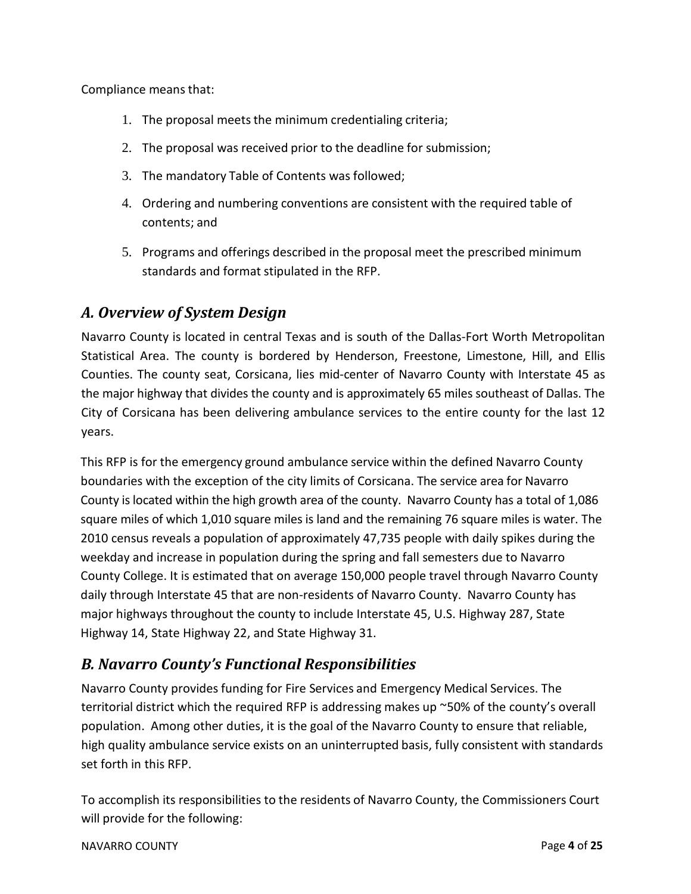Compliance means that:

1. The proposal meets the minimum credentialing criteria;
2. The proposal was received prior to the deadline for submission;
3. The mandatory Table of Contents was followed;
4. Ordering and numbering conventions are consistent with the required table of contents; and
5. Programs and offerings described in the proposal meet the prescribed minimum standards and format stipulated in the RFP.

## *A. Overview of System Design*

Navarro County is located in central Texas and is south of the Dallas-Fort Worth Metropolitan Statistical Area. The county is bordered by Henderson, Freestone, Limestone, Hill, and Ellis Counties. The county seat, Corsicana, lies mid-center of Navarro County with Interstate 45 as the major highway that divides the county and is approximately 65 miles southeast of Dallas. The City of Corsicana has been delivering ambulance services to the entire county for the last 12 years.

This RFP is for the emergency ground ambulance service within the defined Navarro County boundaries with the exception of the city limits of Corsicana. The service area for Navarro County is located within the high growth area of the county. Navarro County has a total of 1,086 square miles of which 1,010 square miles is land and the remaining 76 square miles is water. The 2010 census reveals a population of approximately 47,735 people with daily spikes during the weekday and increase in population during the spring and fall semesters due to Navarro County College. It is estimated that on average 150,000 people travel through Navarro County daily through Interstate 45 that are non-residents of Navarro County. Navarro County has major highways throughout the county to include Interstate 45, U.S. Highway 287, State Highway 14, State Highway 22, and State Highway 31.

## *B. Navarro County's Functional Responsibilities*

Navarro County provides funding for Fire Services and Emergency Medical Services. The territorial district which the required RFP is addressing makes up ~50% of the county's overall population. Among other duties, it is the goal of the Navarro County to ensure that reliable, high quality ambulance service exists on an uninterrupted basis, fully consistent with standards set forth in this RFP.

To accomplish its responsibilities to the residents of Navarro County, the Commissioners Court will provide for the following: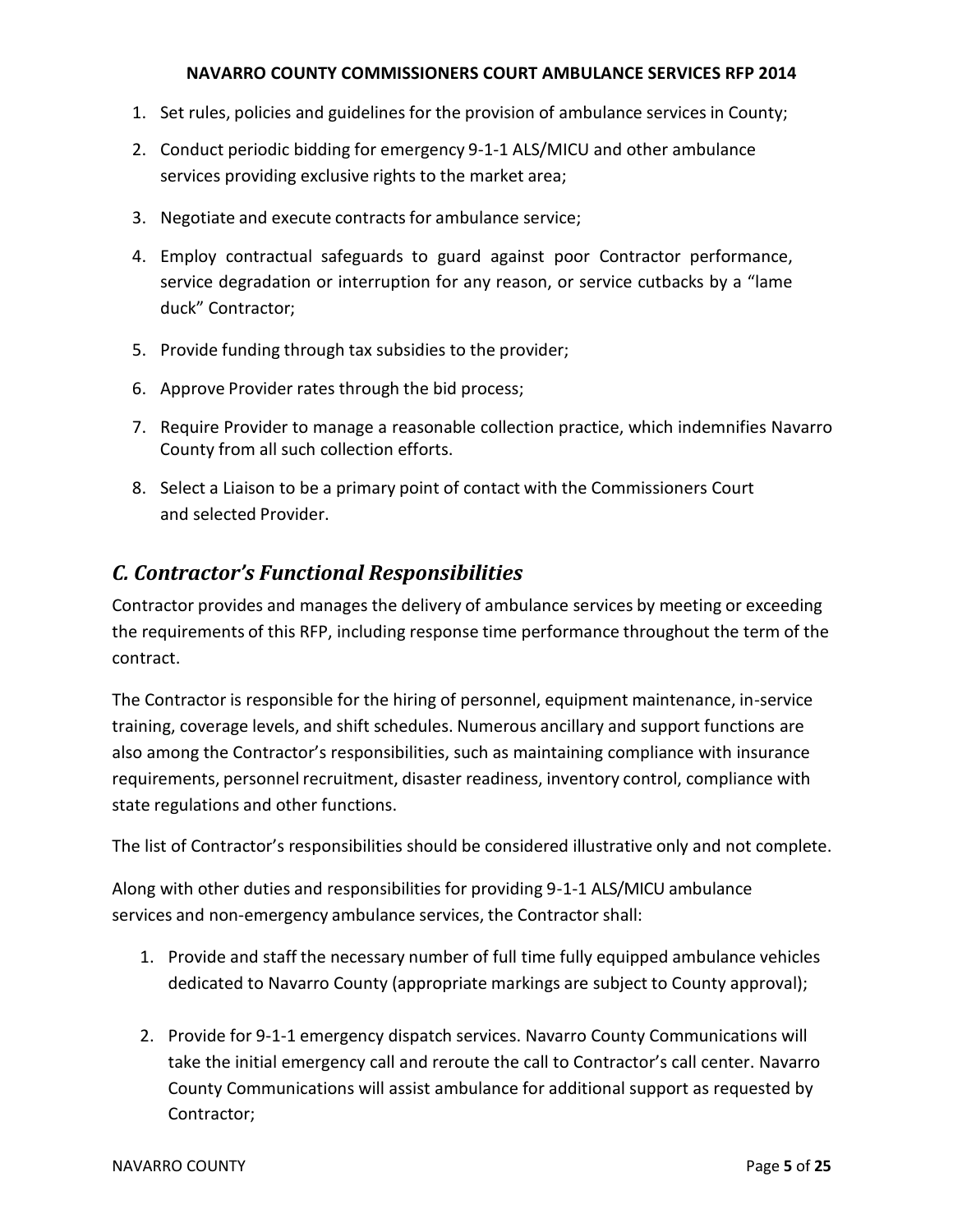1. Set rules, policies and guidelines for the provision of ambulance services in County;

2. Conduct periodic bidding for emergency 9-1-1 ALS/MICU and other ambulance services providing exclusive rights to the market area;

3. Negotiate and execute contracts for ambulance service;

4. Employ contractual safeguards to guard against poor Contractor performance, service degradation or interruption for any reason, or service cutbacks by a "lame duck" Contractor;

5. Provide funding through tax subsidies to the provider;

6. Approve Provider rates through the bid process;

7. Require Provider to manage a reasonable collection practice, which indemnifies Navarro County from all such collection efforts.

8. Select a Liaison to be a primary point of contact with the Commissioners Court and selected Provider.

## *C. Contractor's Functional Responsibilities*

Contractor provides and manages the delivery of ambulance services by meeting or exceeding the requirements of this RFP, including response time performance throughout the term of the contract.

The Contractor is responsible for the hiring of personnel, equipment maintenance, in-service training, coverage levels, and shift schedules. Numerous ancillary and support functions are also among the Contractor's responsibilities, such as maintaining compliance with insurance requirements, personnel recruitment, disaster readiness, inventory control, compliance with state regulations and other functions.

The list of Contractor's responsibilities should be considered illustrative only and not complete.

Along with other duties and responsibilities for providing 9-1-1 ALS/MICU ambulance services and non-emergency ambulance services, the Contractor shall:

1. Provide and staff the necessary number of full time fully equipped ambulance vehicles dedicated to Navarro County (appropriate markings are subject to County approval);

2. Provide for 9-1-1 emergency dispatch services. Navarro County Communications will take the initial emergency call and reroute the call to Contractor's call center. Navarro County Communications will assist ambulance for additional support as requested by Contractor;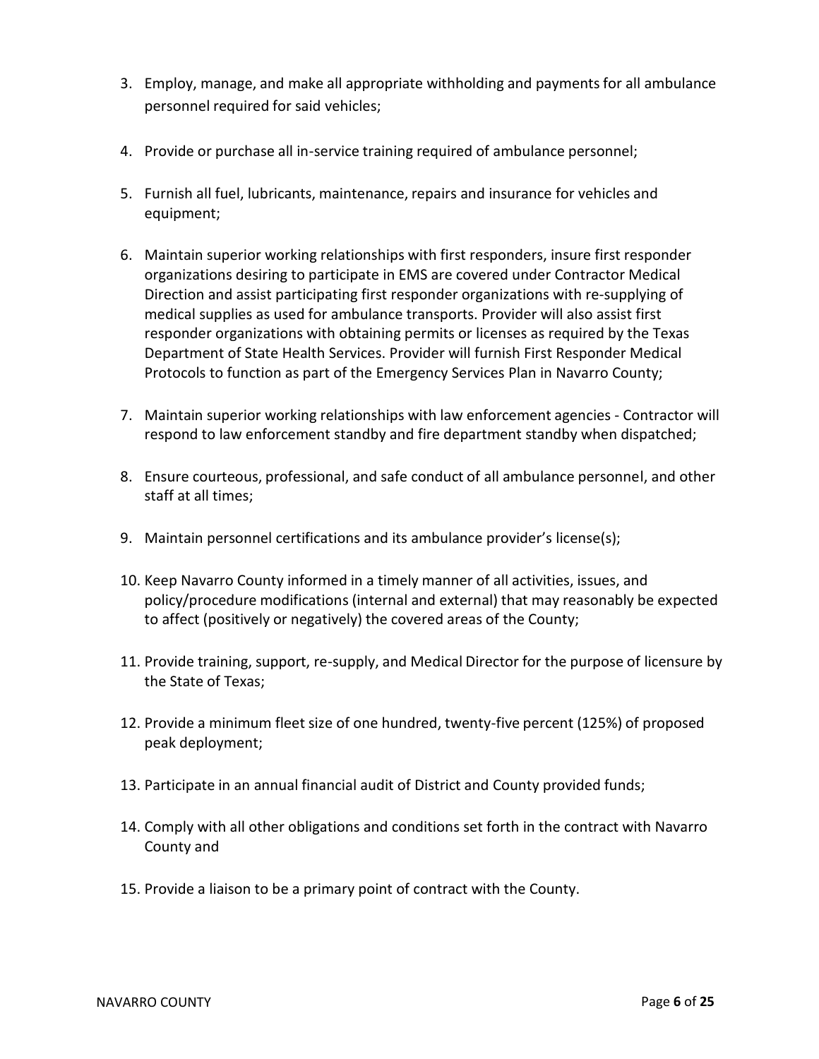3. Employ, manage, and make all appropriate withholding and payments for all ambulance personnel required for said vehicles;

4. Provide or purchase all in-service training required of ambulance personnel;

5. Furnish all fuel, lubricants, maintenance, repairs and insurance for vehicles and equipment;

6. Maintain superior working relationships with first responders, insure first responder organizations desiring to participate in EMS are covered under Contractor Medical Direction and assist participating first responder organizations with re-supplying of medical supplies as used for ambulance transports. Provider will also assist first responder organizations with obtaining permits or licenses as required by the Texas Department of State Health Services. Provider will furnish First Responder Medical Protocols to function as part of the Emergency Services Plan in Navarro County;

7. Maintain superior working relationships with law enforcement agencies - Contractor will respond to law enforcement standby and fire department standby when dispatched;

8. Ensure courteous, professional, and safe conduct of all ambulance personnel, and other staff at all times;

9. Maintain personnel certifications and its ambulance provider's license(s);

10. Keep Navarro County informed in a timely manner of all activities, issues, and policy/procedure modifications (internal and external) that may reasonably be expected to affect (positively or negatively) the covered areas of the County;

11. Provide training, support, re-supply, and Medical Director for the purpose of licensure by the State of Texas;

12. Provide a minimum fleet size of one hundred, twenty-five percent (125%) of proposed peak deployment;

13. Participate in an annual financial audit of District and County provided funds;

14. Comply with all other obligations and conditions set forth in the contract with Navarro County and

15. Provide a liaison to be a primary point of contract with the County.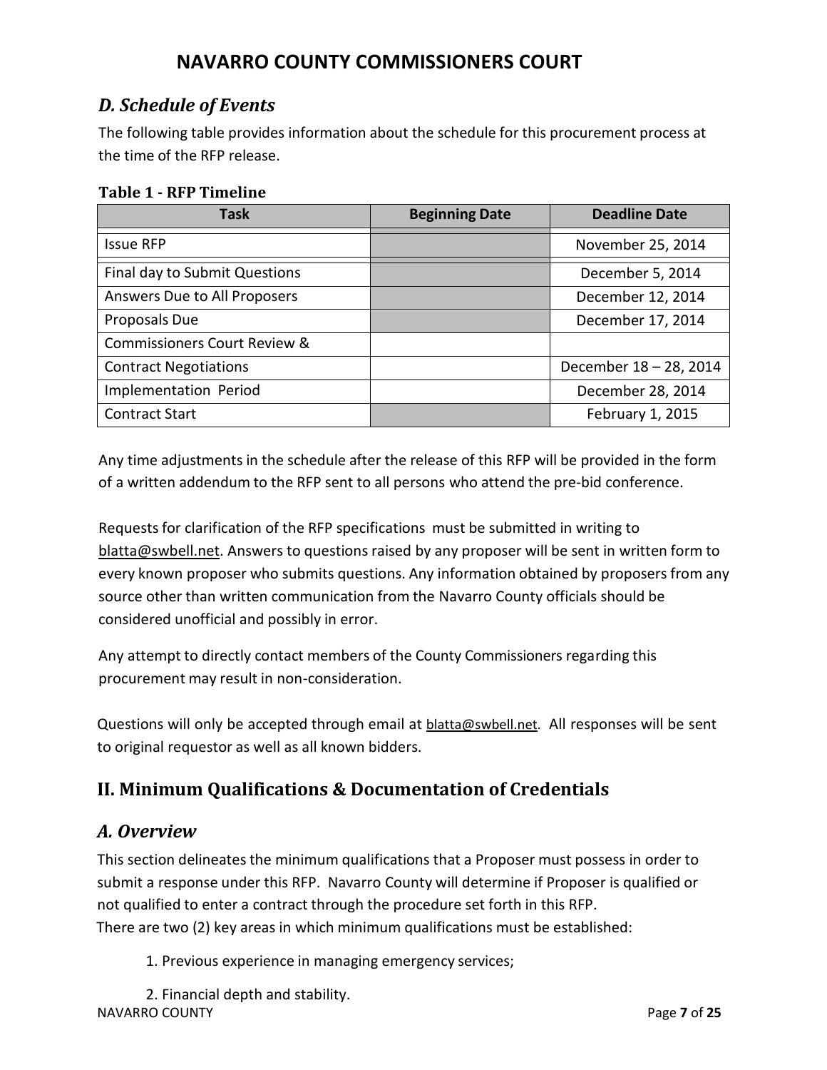## D. Schedule of Events

The following table provides information about the schedule for this procurement process at the time of the RFP release.

**Table 1 - RFP Timeline**

| Task | Beginning Date | Deadline Date |
|---|---|---|
| Issue RFP | | November 25, 2014 |
| Final day to Submit Questions | | December 5, 2014 |
| Answers Due to All Proposers | | December 12, 2014 |
| Proposals Due | | December 17, 2014 |
| Commissioners Court Review & | | |
| Contract Negotiations | | December 18 – 28, 2014 |
| Implementation Period | | December 28, 2014 |
| Contract Start | | February 1, 2015 |

Any time adjustments in the schedule after the release of this RFP will be provided in the form of a written addendum to the RFP sent to all persons who attend the pre-bid conference.

Requests for clarification of the RFP specifications must be submitted in writing to blatta@swbell.net. Answers to questions raised by any proposer will be sent in written form to every known proposer who submits questions. Any information obtained by proposers from any source other than written communication from the Navarro County officials should be considered unofficial and possibly in error.

Any attempt to directly contact members of the County Commissioners regarding this procurement may result in non-consideration.

Questions will only be accepted through email at blatta@swbell.net. All responses will be sent to original requestor as well as all known bidders.

# II. Minimum Qualifications & Documentation of Credentials

## A. Overview

This section delineates the minimum qualifications that a Proposer must possess in order to submit a response under this RFP. Navarro County will determine if Proposer is qualified or not qualified to enter a contract through the procedure set forth in this RFP.
There are two (2) key areas in which minimum qualifications must be established:

1. Previous experience in managing emergency services;
2. Financial depth and stability.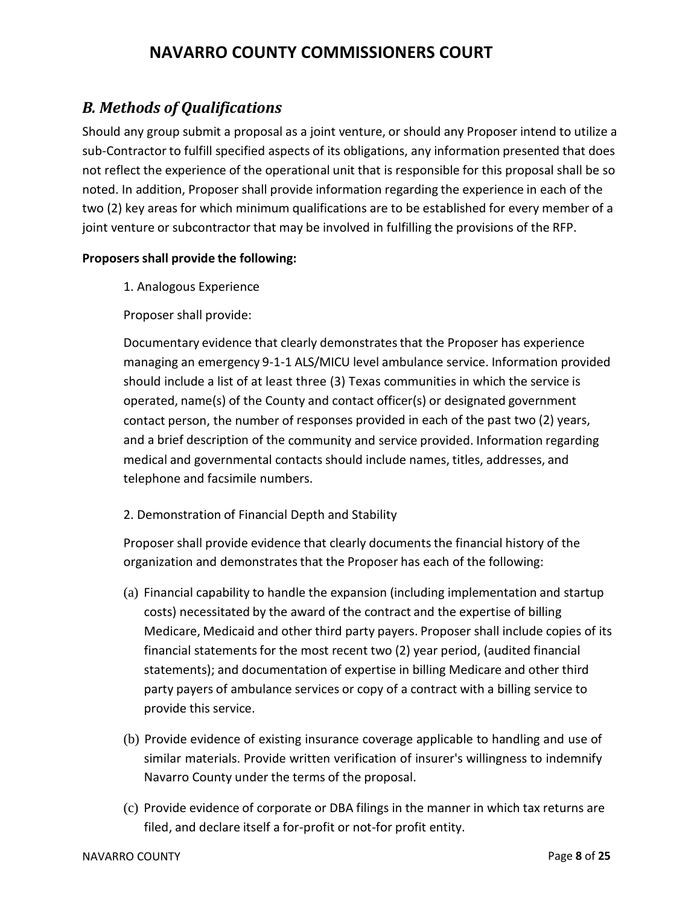## *B. Methods of Qualifications*

Should any group submit a proposal as a joint venture, or should any Proposer intend to utilize a sub-Contractor to fulfill specified aspects of its obligations, any information presented that does not reflect the experience of the operational unit that is responsible for this proposal shall be so noted. In addition, Proposer shall provide information regarding the experience in each of the two (2) key areas for which minimum qualifications are to be established for every member of a joint venture or subcontractor that may be involved in fulfilling the provisions of the RFP.

**Proposers shall provide the following:**

1. Analogous Experience

Proposer shall provide:

Documentary evidence that clearly demonstrates that the Proposer has experience managing an emergency 9-1-1 ALS/MICU level ambulance service. Information provided should include a list of at least three (3) Texas communities in which the service is operated, name(s) of the County and contact officer(s) or designated government contact person, the number of responses provided in each of the past two (2) years, and a brief description of the community and service provided. Information regarding medical and governmental contacts should include names, titles, addresses, and telephone and facsimile numbers.

2. Demonstration of Financial Depth and Stability

Proposer shall provide evidence that clearly documents the financial history of the organization and demonstrates that the Proposer has each of the following:

(a) Financial capability to handle the expansion (including implementation and startup costs) necessitated by the award of the contract and the expertise of billing Medicare, Medicaid and other third party payers. Proposer shall include copies of its financial statements for the most recent two (2) year period, (audited financial statements); and documentation of expertise in billing Medicare and other third party payers of ambulance services or copy of a contract with a billing service to provide this service.

(b) Provide evidence of existing insurance coverage applicable to handling and use of similar materials. Provide written verification of insurer's willingness to indemnify Navarro County under the terms of the proposal.

(c) Provide evidence of corporate or DBA filings in the manner in which tax returns are filed, and declare itself a for-profit or not-for profit entity.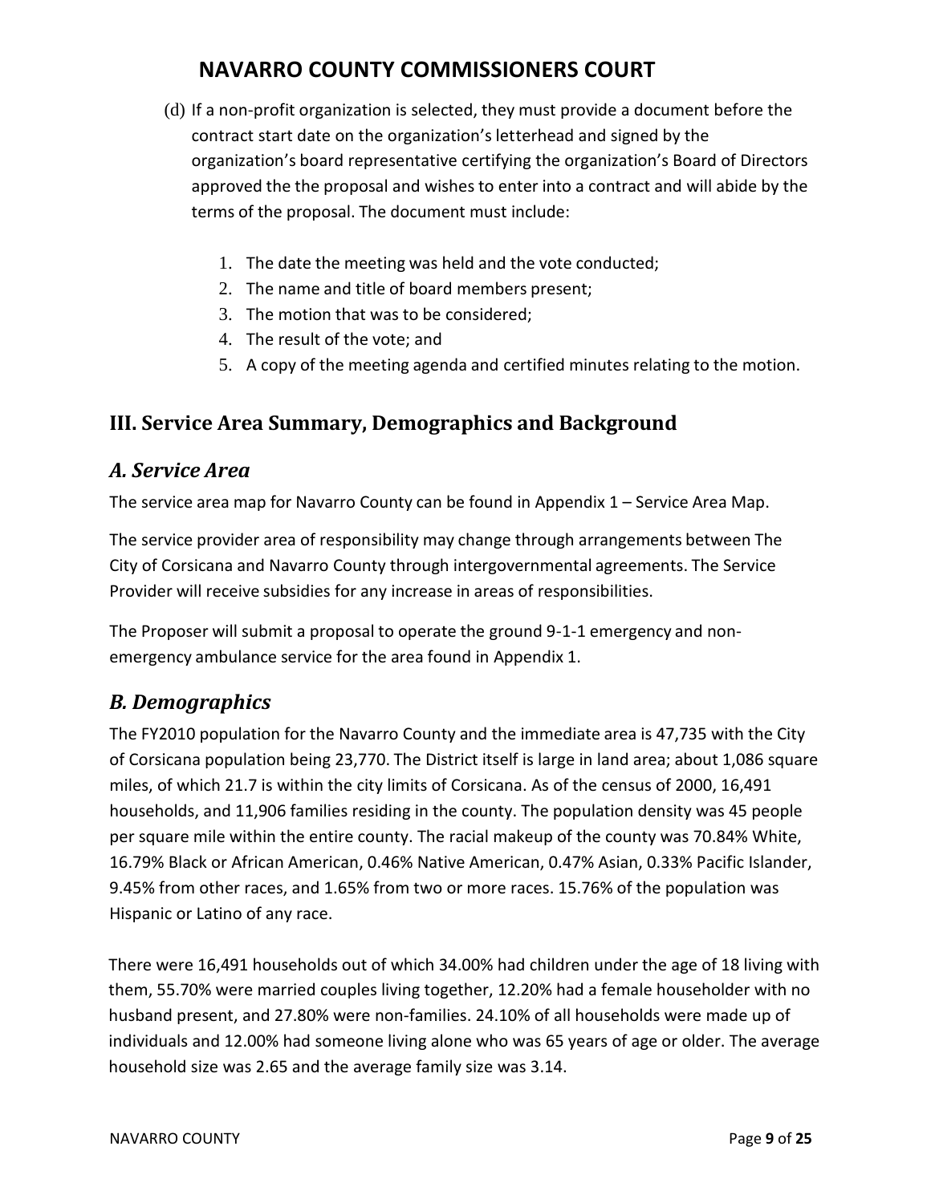(d) If a non-profit organization is selected, they must provide a document before the contract start date on the organization's letterhead and signed by the organization's board representative certifying the organization's Board of Directors approved the the proposal and wishes to enter into a contract and will abide by the terms of the proposal. The document must include:

1. The date the meeting was held and the vote conducted;
2. The name and title of board members present;
3. The motion that was to be considered;
4. The result of the vote; and
5. A copy of the meeting agenda and certified minutes relating to the motion.

## III. Service Area Summary, Demographics and Background

### *A. Service Area*

The service area map for Navarro County can be found in Appendix 1 – Service Area Map.

The service provider area of responsibility may change through arrangements between The City of Corsicana and Navarro County through intergovernmental agreements. The Service Provider will receive subsidies for any increase in areas of responsibilities.

The Proposer will submit a proposal to operate the ground 9-1-1 emergency and non-emergency ambulance service for the area found in Appendix 1.

### *B. Demographics*

The FY2010 population for the Navarro County and the immediate area is 47,735 with the City of Corsicana population being 23,770. The District itself is large in land area; about 1,086 square miles, of which 21.7 is within the city limits of Corsicana. As of the census of 2000, 16,491 households, and 11,906 families residing in the county. The population density was 45 people per square mile within the entire county. The racial makeup of the county was 70.84% White, 16.79% Black or African American, 0.46% Native American, 0.47% Asian, 0.33% Pacific Islander, 9.45% from other races, and 1.65% from two or more races. 15.76% of the population was Hispanic or Latino of any race.

There were 16,491 households out of which 34.00% had children under the age of 18 living with them, 55.70% were married couples living together, 12.20% had a female householder with no husband present, and 27.80% were non-families. 24.10% of all households were made up of individuals and 12.00% had someone living alone who was 65 years of age or older. The average household size was 2.65 and the average family size was 3.14.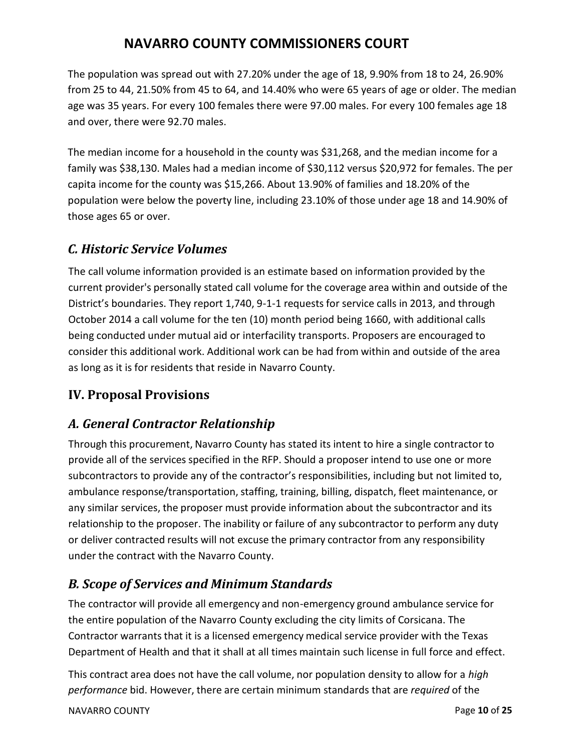The population was spread out with 27.20% under the age of 18, 9.90% from 18 to 24, 26.90% from 25 to 44, 21.50% from 45 to 64, and 14.40% who were 65 years of age or older. The median age was 35 years. For every 100 females there were 97.00 males. For every 100 females age 18 and over, there were 92.70 males.

The median income for a household in the county was $31,268, and the median income for a family was $38,130. Males had a median income of $30,112 versus $20,972 for females. The per capita income for the county was $15,266. About 13.90% of families and 18.20% of the population were below the poverty line, including 23.10% of those under age 18 and 14.90% of those ages 65 or over.

## *C. Historic Service Volumes*

The call volume information provided is an estimate based on information provided by the current provider's personally stated call volume for the coverage area within and outside of the District's boundaries. They report 1,740, 9-1-1 requests for service calls in 2013, and through October 2014 a call volume for the ten (10) month period being 1660, with additional calls being conducted under mutual aid or interfacility transports. Proposers are encouraged to consider this additional work. Additional work can be had from within and outside of the area as long as it is for residents that reside in Navarro County.

# IV. Proposal Provisions

## *A. General Contractor Relationship*

Through this procurement, Navarro County has stated its intent to hire a single contractor to provide all of the services specified in the RFP. Should a proposer intend to use one or more subcontractors to provide any of the contractor's responsibilities, including but not limited to, ambulance response/transportation, staffing, training, billing, dispatch, fleet maintenance, or any similar services, the proposer must provide information about the subcontractor and its relationship to the proposer. The inability or failure of any subcontractor to perform any duty or deliver contracted results will not excuse the primary contractor from any responsibility under the contract with the Navarro County.

## *B. Scope of Services and Minimum Standards*

The contractor will provide all emergency and non-emergency ground ambulance service for the entire population of the Navarro County excluding the city limits of Corsicana. The Contractor warrants that it is a licensed emergency medical service provider with the Texas Department of Health and that it shall at all times maintain such license in full force and effect.

This contract area does not have the call volume, nor population density to allow for a *high performance* bid. However, there are certain minimum standards that are *required* of the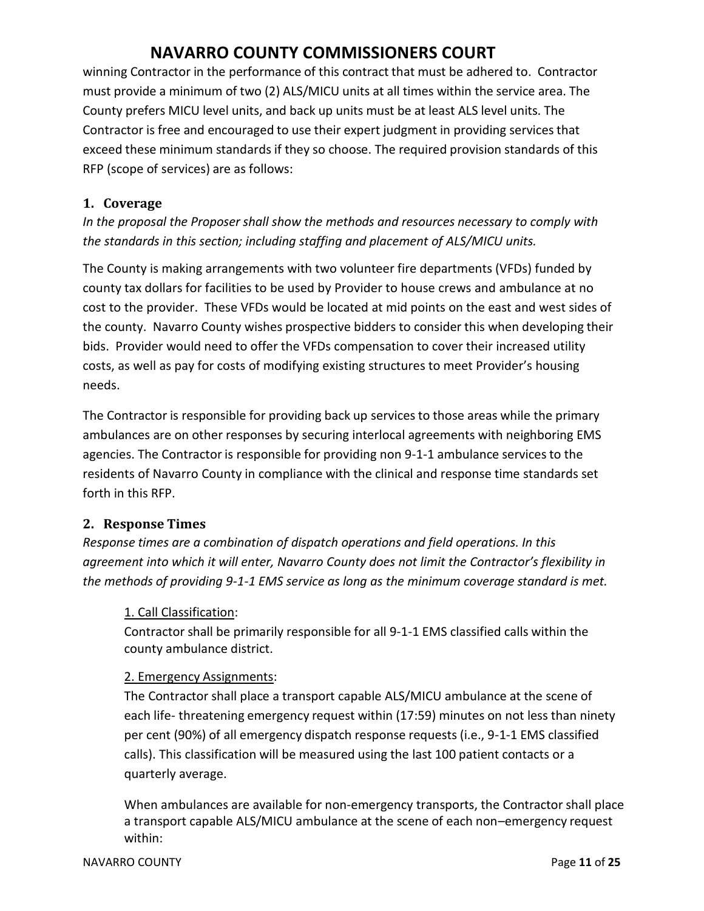winning Contractor in the performance of this contract that must be adhered to. Contractor must provide a minimum of two (2) ALS/MICU units at all times within the service area. The County prefers MICU level units, and back up units must be at least ALS level units. The Contractor is free and encouraged to use their expert judgment in providing services that exceed these minimum standards if they so choose. The required provision standards of this RFP (scope of services) are as follows:

## 1. Coverage

*In the proposal the Proposer shall show the methods and resources necessary to comply with the standards in this section; including staffing and placement of ALS/MICU units.*

The County is making arrangements with two volunteer fire departments (VFDs) funded by county tax dollars for facilities to be used by Provider to house crews and ambulance at no cost to the provider. These VFDs would be located at mid points on the east and west sides of the county. Navarro County wishes prospective bidders to consider this when developing their bids. Provider would need to offer the VFDs compensation to cover their increased utility costs, as well as pay for costs of modifying existing structures to meet Provider's housing needs.

The Contractor is responsible for providing back up services to those areas while the primary ambulances are on other responses by securing interlocal agreements with neighboring EMS agencies. The Contractor is responsible for providing non 9-1-1 ambulance services to the residents of Navarro County in compliance with the clinical and response time standards set forth in this RFP.

## 2. Response Times

*Response times are a combination of dispatch operations and field operations. In this agreement into which it will enter, Navarro County does not limit the Contractor's flexibility in the methods of providing 9-1-1 EMS service as long as the minimum coverage standard is met.*

1. Call Classification:

Contractor shall be primarily responsible for all 9-1-1 EMS classified calls within the county ambulance district.

2. Emergency Assignments:

The Contractor shall place a transport capable ALS/MICU ambulance at the scene of each life- threatening emergency request within (17:59) minutes on not less than ninety per cent (90%) of all emergency dispatch response requests (i.e., 9-1-1 EMS classified calls). This classification will be measured using the last 100 patient contacts or a quarterly average.

When ambulances are available for non-emergency transports, the Contractor shall place a transport capable ALS/MICU ambulance at the scene of each non–emergency request within: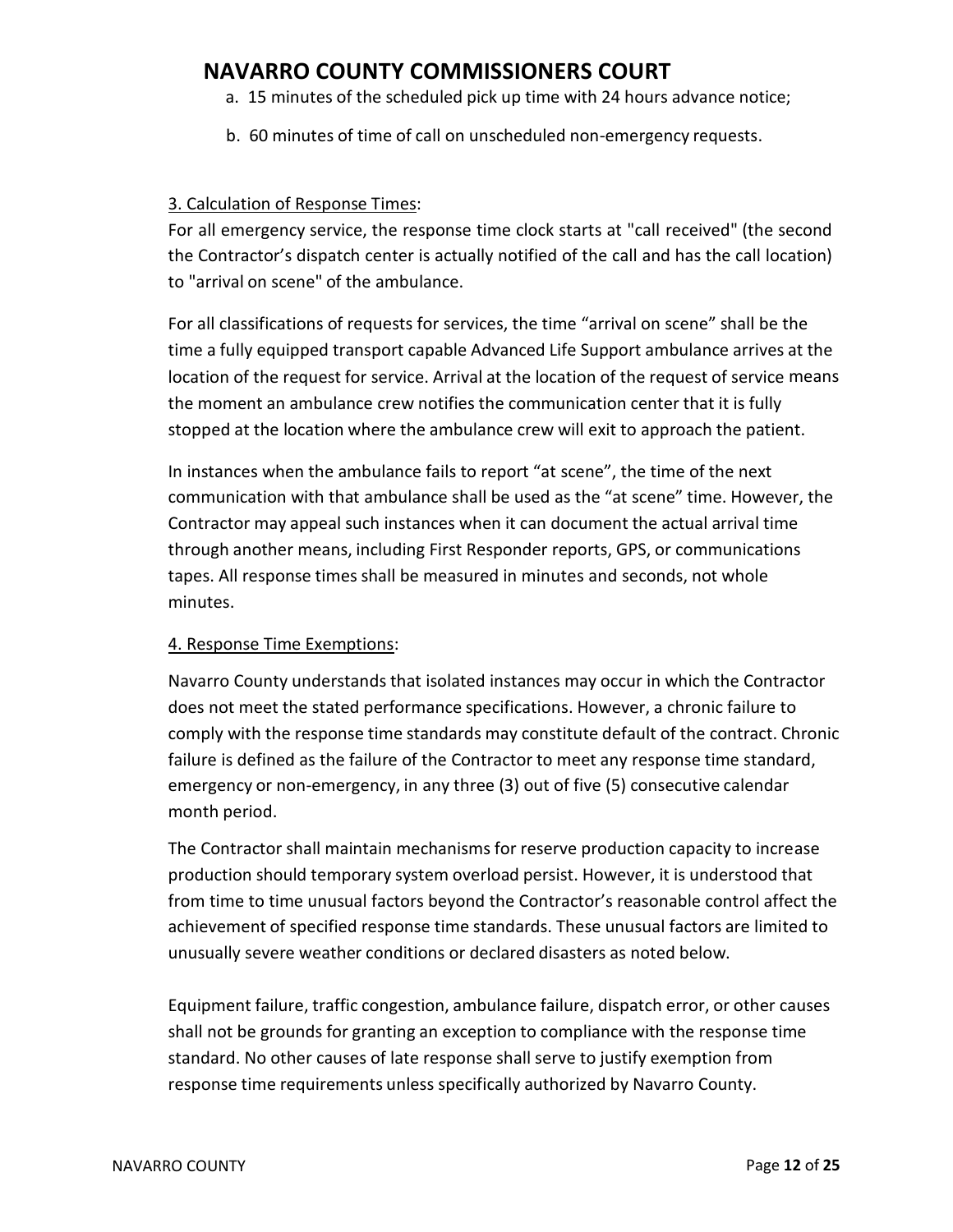a. 15 minutes of the scheduled pick up time with 24 hours advance notice;

b. 60 minutes of time of call on unscheduled non-emergency requests.

3. Calculation of Response Times:

For all emergency service, the response time clock starts at "call received" (the second the Contractor's dispatch center is actually notified of the call and has the call location) to "arrival on scene" of the ambulance.

For all classifications of requests for services, the time "arrival on scene" shall be the time a fully equipped transport capable Advanced Life Support ambulance arrives at the location of the request for service. Arrival at the location of the request of service means the moment an ambulance crew notifies the communication center that it is fully stopped at the location where the ambulance crew will exit to approach the patient.

In instances when the ambulance fails to report "at scene", the time of the next communication with that ambulance shall be used as the "at scene" time. However, the Contractor may appeal such instances when it can document the actual arrival time through another means, including First Responder reports, GPS, or communications tapes. All response times shall be measured in minutes and seconds, not whole minutes.

4. Response Time Exemptions:

Navarro County understands that isolated instances may occur in which the Contractor does not meet the stated performance specifications. However, a chronic failure to comply with the response time standards may constitute default of the contract. Chronic failure is defined as the failure of the Contractor to meet any response time standard, emergency or non-emergency, in any three (3) out of five (5) consecutive calendar month period.

The Contractor shall maintain mechanisms for reserve production capacity to increase production should temporary system overload persist. However, it is understood that from time to time unusual factors beyond the Contractor's reasonable control affect the achievement of specified response time standards. These unusual factors are limited to unusually severe weather conditions or declared disasters as noted below.

Equipment failure, traffic congestion, ambulance failure, dispatch error, or other causes shall not be grounds for granting an exception to compliance with the response time standard. No other causes of late response shall serve to justify exemption from response time requirements unless specifically authorized by Navarro County.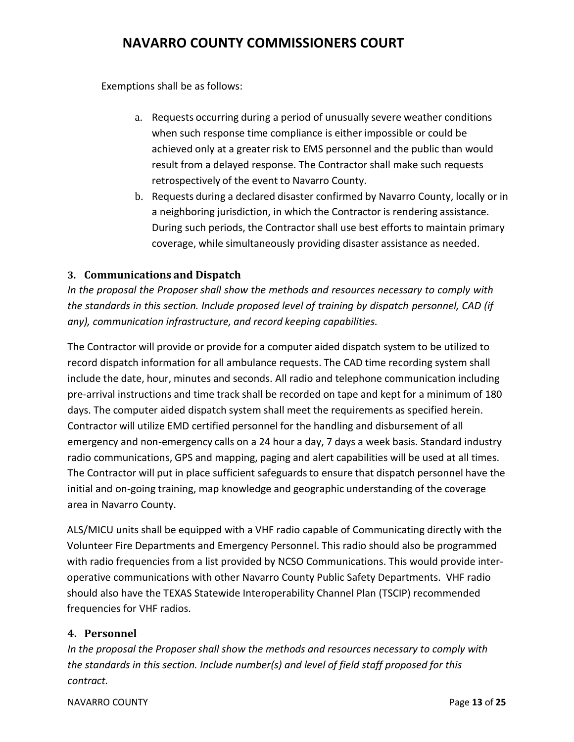Exemptions shall be as follows:

a. Requests occurring during a period of unusually severe weather conditions when such response time compliance is either impossible or could be achieved only at a greater risk to EMS personnel and the public than would result from a delayed response. The Contractor shall make such requests retrospectively of the event to Navarro County.
b. Requests during a declared disaster confirmed by Navarro County, locally or in a neighboring jurisdiction, in which the Contractor is rendering assistance. During such periods, the Contractor shall use best efforts to maintain primary coverage, while simultaneously providing disaster assistance as needed.

### 3. Communications and Dispatch

*In the proposal the Proposer shall show the methods and resources necessary to comply with the standards in this section. Include proposed level of training by dispatch personnel, CAD (if any), communication infrastructure, and record keeping capabilities.*

The Contractor will provide or provide for a computer aided dispatch system to be utilized to record dispatch information for all ambulance requests. The CAD time recording system shall include the date, hour, minutes and seconds. All radio and telephone communication including pre-arrival instructions and time track shall be recorded on tape and kept for a minimum of 180 days. The computer aided dispatch system shall meet the requirements as specified herein. Contractor will utilize EMD certified personnel for the handling and disbursement of all emergency and non-emergency calls on a 24 hour a day, 7 days a week basis. Standard industry radio communications, GPS and mapping, paging and alert capabilities will be used at all times. The Contractor will put in place sufficient safeguards to ensure that dispatch personnel have the initial and on-going training, map knowledge and geographic understanding of the coverage area in Navarro County.

ALS/MICU units shall be equipped with a VHF radio capable of Communicating directly with the Volunteer Fire Departments and Emergency Personnel. This radio should also be programmed with radio frequencies from a list provided by NCSO Communications. This would provide inter-operative communications with other Navarro County Public Safety Departments. VHF radio should also have the TEXAS Statewide Interoperability Channel Plan (TSCIP) recommended frequencies for VHF radios.

### 4. Personnel

*In the proposal the Proposer shall show the methods and resources necessary to comply with the standards in this section. Include number(s) and level of field staff proposed for this contract.*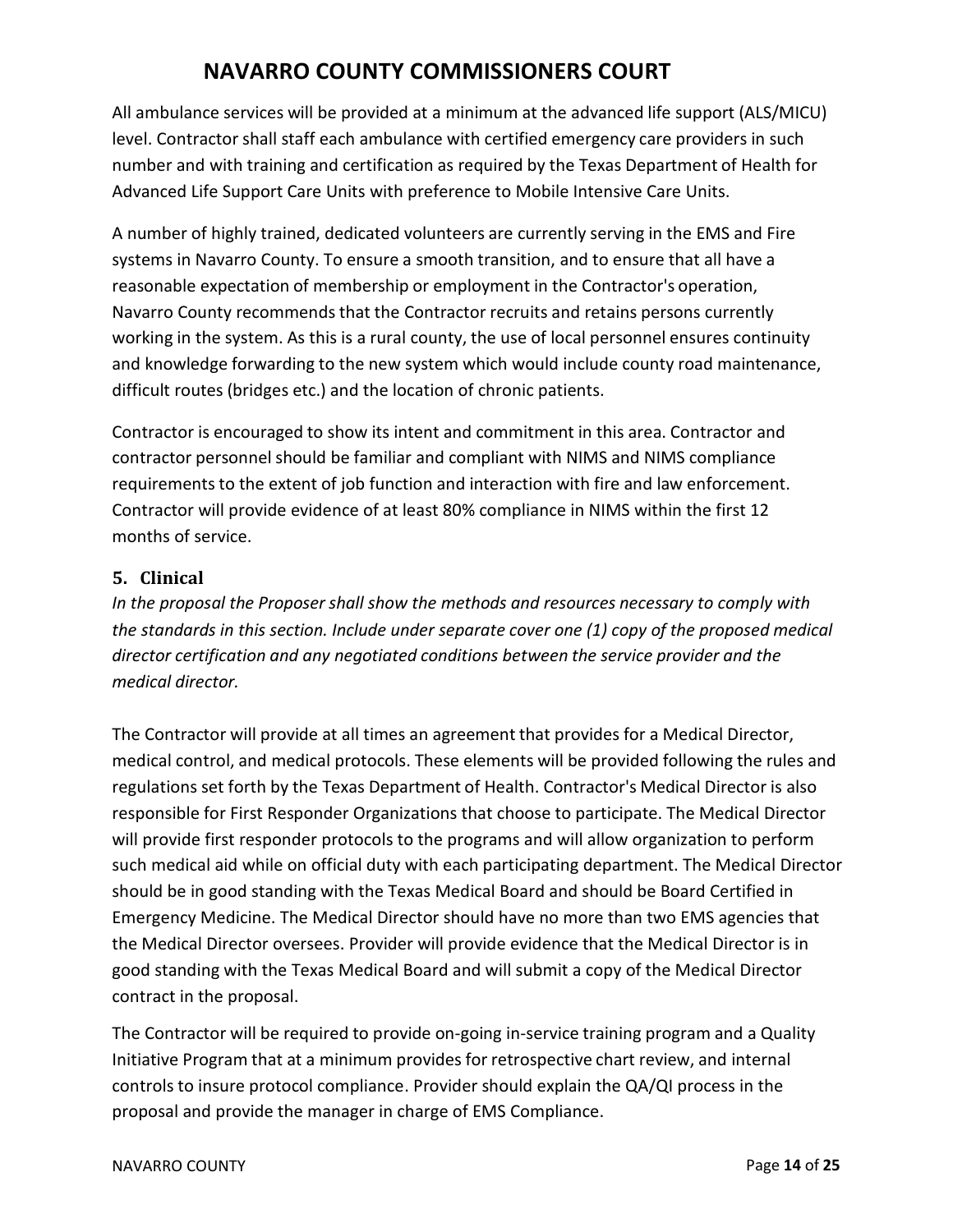All ambulance services will be provided at a minimum at the advanced life support (ALS/MICU) level. Contractor shall staff each ambulance with certified emergency care providers in such number and with training and certification as required by the Texas Department of Health for Advanced Life Support Care Units with preference to Mobile Intensive Care Units.

A number of highly trained, dedicated volunteers are currently serving in the EMS and Fire systems in Navarro County. To ensure a smooth transition, and to ensure that all have a reasonable expectation of membership or employment in the Contractor's operation, Navarro County recommends that the Contractor recruits and retains persons currently working in the system. As this is a rural county, the use of local personnel ensures continuity and knowledge forwarding to the new system which would include county road maintenance, difficult routes (bridges etc.) and the location of chronic patients.

Contractor is encouraged to show its intent and commitment in this area. Contractor and contractor personnel should be familiar and compliant with NIMS and NIMS compliance requirements to the extent of job function and interaction with fire and law enforcement. Contractor will provide evidence of at least 80% compliance in NIMS within the first 12 months of service.

## 5. Clinical

*In the proposal the Proposer shall show the methods and resources necessary to comply with the standards in this section. Include under separate cover one (1) copy of the proposed medical director certification and any negotiated conditions between the service provider and the medical director.*

The Contractor will provide at all times an agreement that provides for a Medical Director, medical control, and medical protocols. These elements will be provided following the rules and regulations set forth by the Texas Department of Health. Contractor's Medical Director is also responsible for First Responder Organizations that choose to participate. The Medical Director will provide first responder protocols to the programs and will allow organization to perform such medical aid while on official duty with each participating department. The Medical Director should be in good standing with the Texas Medical Board and should be Board Certified in Emergency Medicine. The Medical Director should have no more than two EMS agencies that the Medical Director oversees. Provider will provide evidence that the Medical Director is in good standing with the Texas Medical Board and will submit a copy of the Medical Director contract in the proposal.

The Contractor will be required to provide on-going in-service training program and a Quality Initiative Program that at a minimum provides for retrospective chart review, and internal controls to insure protocol compliance. Provider should explain the QA/QI process in the proposal and provide the manager in charge of EMS Compliance.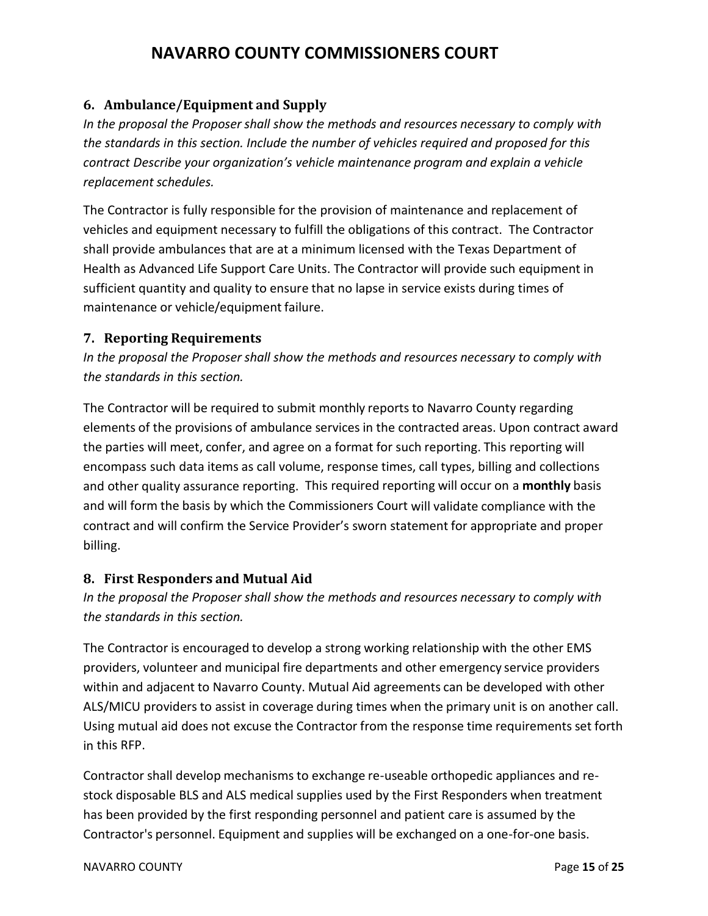### 6. Ambulance/Equipment and Supply

*In the proposal the Proposer shall show the methods and resources necessary to comply with the standards in this section. Include the number of vehicles required and proposed for this contract Describe your organization's vehicle maintenance program and explain a vehicle replacement schedules.*

The Contractor is fully responsible for the provision of maintenance and replacement of vehicles and equipment necessary to fulfill the obligations of this contract. The Contractor shall provide ambulances that are at a minimum licensed with the Texas Department of Health as Advanced Life Support Care Units. The Contractor will provide such equipment in sufficient quantity and quality to ensure that no lapse in service exists during times of maintenance or vehicle/equipment failure.

### 7. Reporting Requirements

*In the proposal the Proposer shall show the methods and resources necessary to comply with the standards in this section.*

The Contractor will be required to submit monthly reports to Navarro County regarding elements of the provisions of ambulance services in the contracted areas. Upon contract award the parties will meet, confer, and agree on a format for such reporting. This reporting will encompass such data items as call volume, response times, call types, billing and collections and other quality assurance reporting. This required reporting will occur on a **monthly** basis and will form the basis by which the Commissioners Court will validate compliance with the contract and will confirm the Service Provider's sworn statement for appropriate and proper billing.

### 8. First Responders and Mutual Aid

*In the proposal the Proposer shall show the methods and resources necessary to comply with the standards in this section.*

The Contractor is encouraged to develop a strong working relationship with the other EMS providers, volunteer and municipal fire departments and other emergency service providers within and adjacent to Navarro County. Mutual Aid agreements can be developed with other ALS/MICU providers to assist in coverage during times when the primary unit is on another call. Using mutual aid does not excuse the Contractor from the response time requirements set forth in this RFP.

Contractor shall develop mechanisms to exchange re-useable orthopedic appliances and re-stock disposable BLS and ALS medical supplies used by the First Responders when treatment has been provided by the first responding personnel and patient care is assumed by the Contractor's personnel. Equipment and supplies will be exchanged on a one-for-one basis.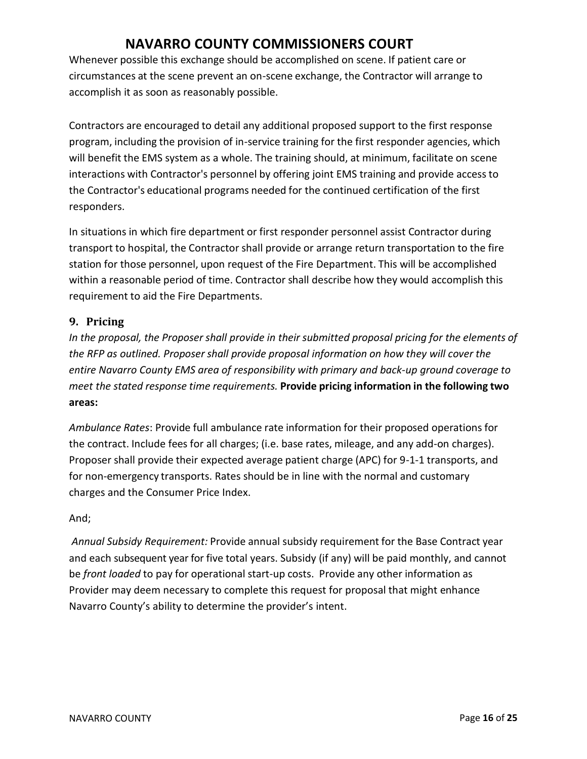Whenever possible this exchange should be accomplished on scene. If patient care or circumstances at the scene prevent an on-scene exchange, the Contractor will arrange to accomplish it as soon as reasonably possible.

Contractors are encouraged to detail any additional proposed support to the first response program, including the provision of in-service training for the first responder agencies, which will benefit the EMS system as a whole. The training should, at minimum, facilitate on scene interactions with Contractor's personnel by offering joint EMS training and provide access to the Contractor's educational programs needed for the continued certification of the first responders.

In situations in which fire department or first responder personnel assist Contractor during transport to hospital, the Contractor shall provide or arrange return transportation to the fire station for those personnel, upon request of the Fire Department. This will be accomplished within a reasonable period of time. Contractor shall describe how they would accomplish this requirement to aid the Fire Departments.

## 9. Pricing

*In the proposal, the Proposer shall provide in their submitted proposal pricing for the elements of the RFP as outlined. Proposer shall provide proposal information on how they will cover the entire Navarro County EMS area of responsibility with primary and back-up ground coverage to meet the stated response time requirements.* **Provide pricing information in the following two areas:**

*Ambulance Rates*: Provide full ambulance rate information for their proposed operations for the contract. Include fees for all charges; (i.e. base rates, mileage, and any add-on charges). Proposer shall provide their expected average patient charge (APC) for 9-1-1 transports, and for non-emergency transports. Rates should be in line with the normal and customary charges and the Consumer Price Index.

And;

*Annual Subsidy Requirement:* Provide annual subsidy requirement for the Base Contract year and each subsequent year for five total years. Subsidy (if any) will be paid monthly, and cannot be *front loaded* to pay for operational start-up costs. Provide any other information as Provider may deem necessary to complete this request for proposal that might enhance Navarro County's ability to determine the provider's intent.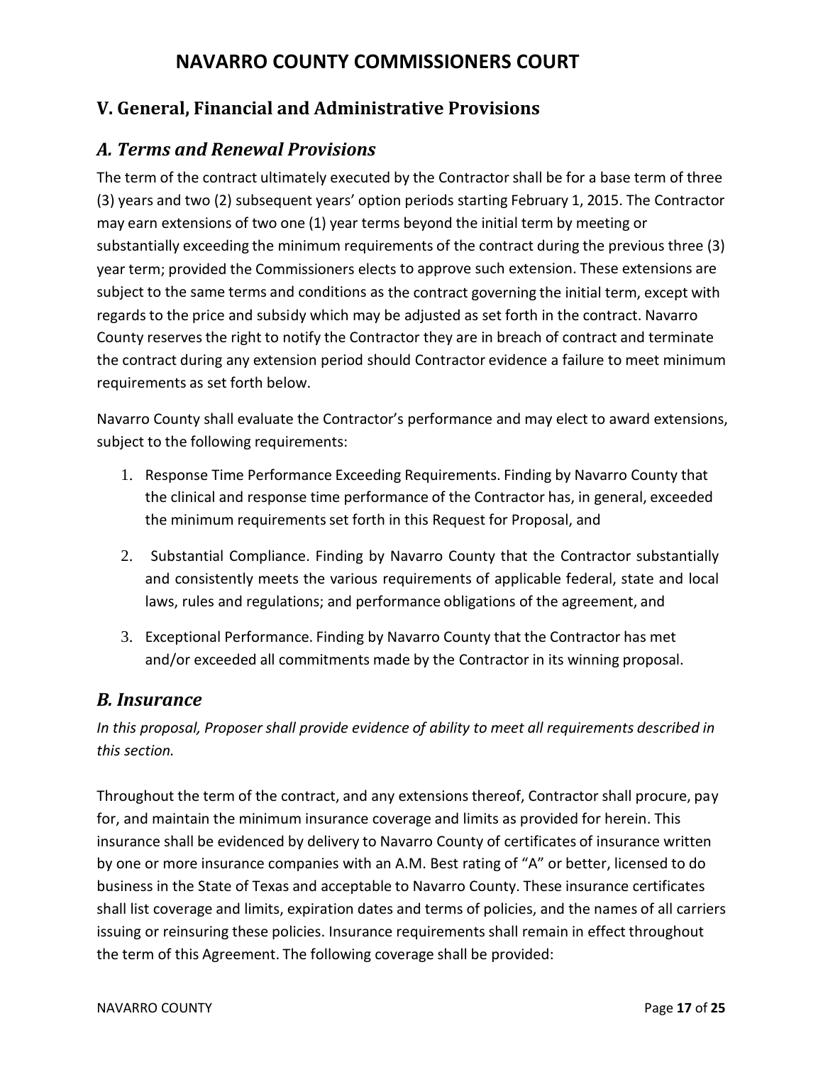# NAVARRO COUNTY COMMISSIONERS COURT

## V. General, Financial and Administrative Provisions

### *A. Terms and Renewal Provisions*

The term of the contract ultimately executed by the Contractor shall be for a base term of three (3) years and two (2) subsequent years' option periods starting February 1, 2015. The Contractor may earn extensions of two one (1) year terms beyond the initial term by meeting or substantially exceeding the minimum requirements of the contract during the previous three (3) year term; provided the Commissioners elects to approve such extension. These extensions are subject to the same terms and conditions as the contract governing the initial term, except with regards to the price and subsidy which may be adjusted as set forth in the contract. Navarro County reserves the right to notify the Contractor they are in breach of contract and terminate the contract during any extension period should Contractor evidence a failure to meet minimum requirements as set forth below.

Navarro County shall evaluate the Contractor's performance and may elect to award extensions, subject to the following requirements:

1. Response Time Performance Exceeding Requirements. Finding by Navarro County that the clinical and response time performance of the Contractor has, in general, exceeded the minimum requirements set forth in this Request for Proposal, and
2. Substantial Compliance. Finding by Navarro County that the Contractor substantially and consistently meets the various requirements of applicable federal, state and local laws, rules and regulations; and performance obligations of the agreement, and
3. Exceptional Performance. Finding by Navarro County that the Contractor has met and/or exceeded all commitments made by the Contractor in its winning proposal.

### *B. Insurance*

*In this proposal, Proposer shall provide evidence of ability to meet all requirements described in this section.*

Throughout the term of the contract, and any extensions thereof, Contractor shall procure, pay for, and maintain the minimum insurance coverage and limits as provided for herein. This insurance shall be evidenced by delivery to Navarro County of certificates of insurance written by one or more insurance companies with an A.M. Best rating of "A" or better, licensed to do business in the State of Texas and acceptable to Navarro County. These insurance certificates shall list coverage and limits, expiration dates and terms of policies, and the names of all carriers issuing or reinsuring these policies. Insurance requirements shall remain in effect throughout the term of this Agreement. The following coverage shall be provided: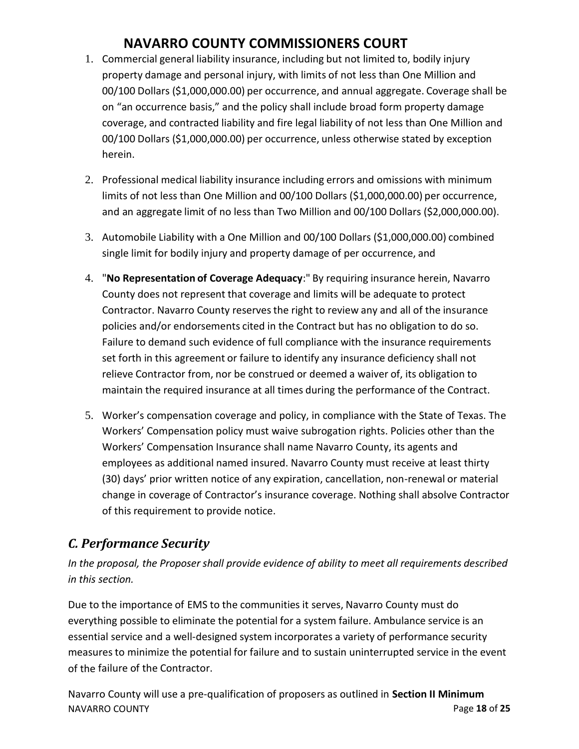1. Commercial general liability insurance, including but not limited to, bodily injury property damage and personal injury, with limits of not less than One Million and 00/100 Dollars ($1,000,000.00) per occurrence, and annual aggregate. Coverage shall be on "an occurrence basis," and the policy shall include broad form property damage coverage, and contracted liability and fire legal liability of not less than One Million and 00/100 Dollars ($1,000,000.00) per occurrence, unless otherwise stated by exception herein.

2. Professional medical liability insurance including errors and omissions with minimum limits of not less than One Million and 00/100 Dollars ($1,000,000.00) per occurrence, and an aggregate limit of no less than Two Million and 00/100 Dollars ($2,000,000.00).

3. Automobile Liability with a One Million and 00/100 Dollars ($1,000,000.00) combined single limit for bodily injury and property damage of per occurrence, and

4. "**No Representation of Coverage Adequacy**:" By requiring insurance herein, Navarro County does not represent that coverage and limits will be adequate to protect Contractor. Navarro County reserves the right to review any and all of the insurance policies and/or endorsements cited in the Contract but has no obligation to do so. Failure to demand such evidence of full compliance with the insurance requirements set forth in this agreement or failure to identify any insurance deficiency shall not relieve Contractor from, nor be construed or deemed a waiver of, its obligation to maintain the required insurance at all times during the performance of the Contract.

5. Worker's compensation coverage and policy, in compliance with the State of Texas. The Workers' Compensation policy must waive subrogation rights. Policies other than the Workers' Compensation Insurance shall name Navarro County, its agents and employees as additional named insured. Navarro County must receive at least thirty (30) days' prior written notice of any expiration, cancellation, non-renewal or material change in coverage of Contractor's insurance coverage. Nothing shall absolve Contractor of this requirement to provide notice.

## *C. Performance Security*

*In the proposal, the Proposer shall provide evidence of ability to meet all requirements described in this section.*

Due to the importance of EMS to the communities it serves, Navarro County must do everything possible to eliminate the potential for a system failure. Ambulance service is an essential service and a well-designed system incorporates a variety of performance security measures to minimize the potential for failure and to sustain uninterrupted service in the event of the failure of the Contractor.

Navarro County will use a pre-qualification of proposers as outlined in **Section II Minimum**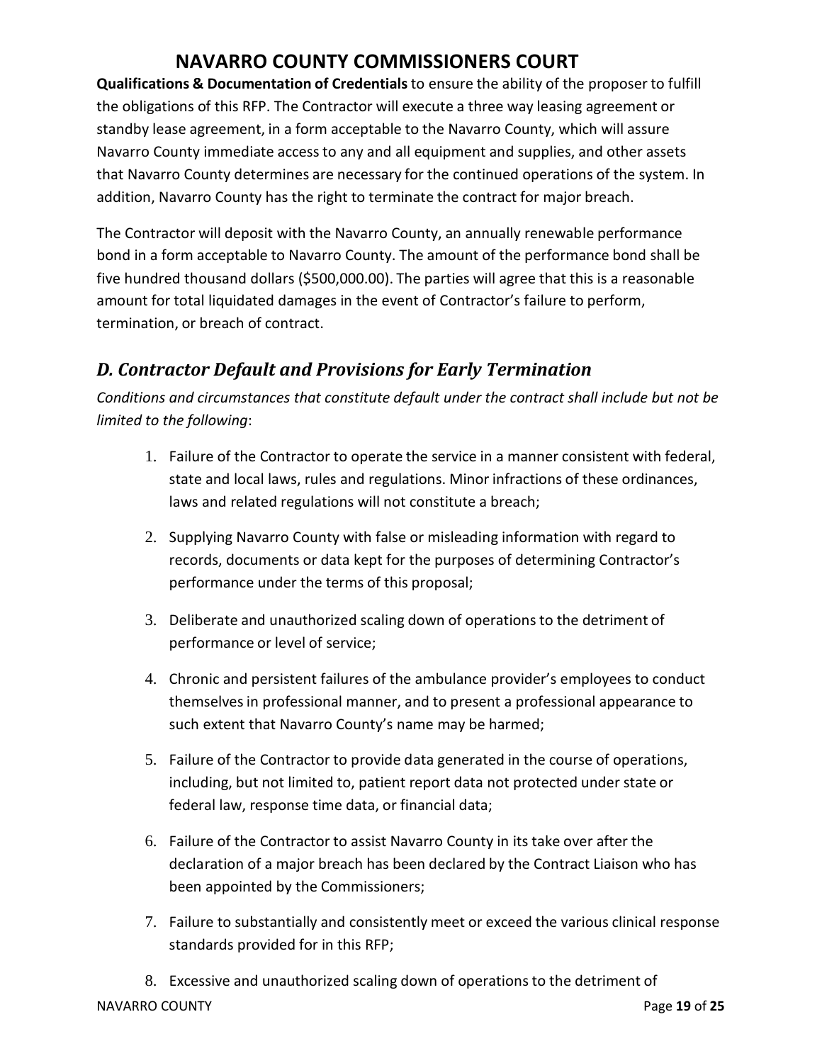**Qualifications & Documentation of Credentials** to ensure the ability of the proposer to fulfill the obligations of this RFP. The Contractor will execute a three way leasing agreement or standby lease agreement, in a form acceptable to the Navarro County, which will assure Navarro County immediate access to any and all equipment and supplies, and other assets that Navarro County determines are necessary for the continued operations of the system. In addition, Navarro County has the right to terminate the contract for major breach.

The Contractor will deposit with the Navarro County, an annually renewable performance bond in a form acceptable to Navarro County. The amount of the performance bond shall be five hundred thousand dollars ($500,000.00). The parties will agree that this is a reasonable amount for total liquidated damages in the event of Contractor's failure to perform, termination, or breach of contract.

## *D. Contractor Default and Provisions for Early Termination*

*Conditions and circumstances that constitute default under the contract shall include but not be limited to the following*:

1. Failure of the Contractor to operate the service in a manner consistent with federal, state and local laws, rules and regulations. Minor infractions of these ordinances, laws and related regulations will not constitute a breach;
2. Supplying Navarro County with false or misleading information with regard to records, documents or data kept for the purposes of determining Contractor's performance under the terms of this proposal;
3. Deliberate and unauthorized scaling down of operations to the detriment of performance or level of service;
4. Chronic and persistent failures of the ambulance provider's employees to conduct themselves in professional manner, and to present a professional appearance to such extent that Navarro County's name may be harmed;
5. Failure of the Contractor to provide data generated in the course of operations, including, but not limited to, patient report data not protected under state or federal law, response time data, or financial data;
6. Failure of the Contractor to assist Navarro County in its take over after the declaration of a major breach has been declared by the Contract Liaison who has been appointed by the Commissioners;
7. Failure to substantially and consistently meet or exceed the various clinical response standards provided for in this RFP;
8. Excessive and unauthorized scaling down of operations to the detriment of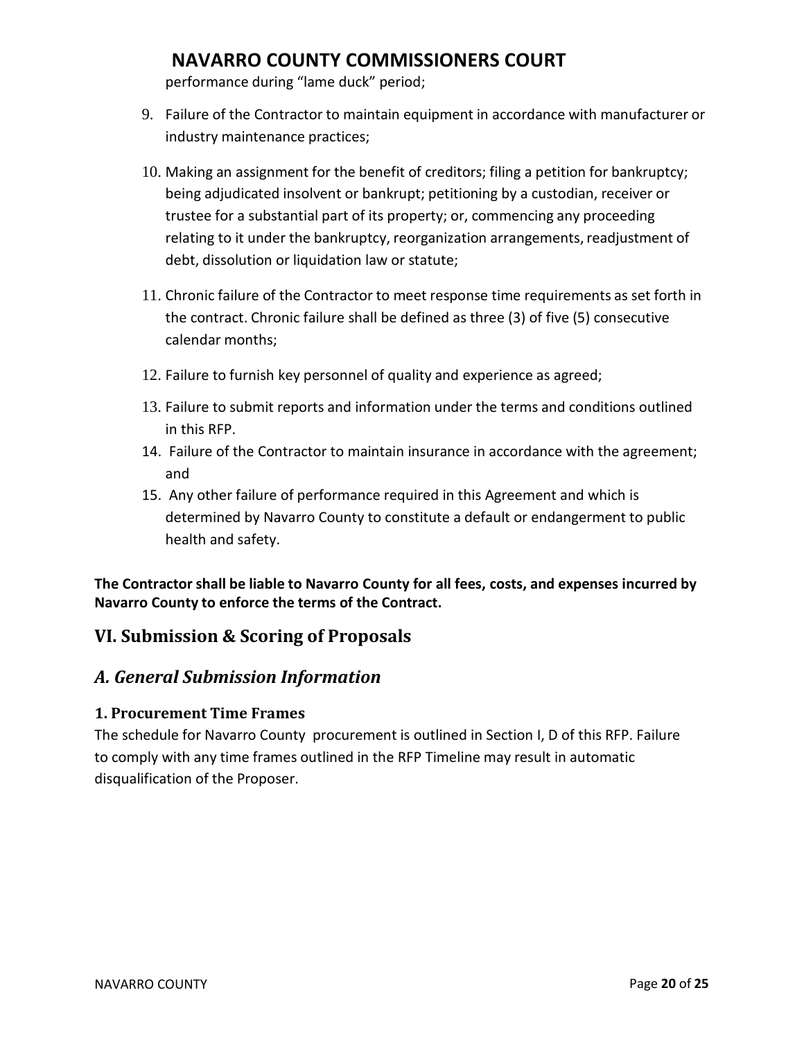performance during "lame duck" period;

9. Failure of the Contractor to maintain equipment in accordance with manufacturer or industry maintenance practices;
10. Making an assignment for the benefit of creditors; filing a petition for bankruptcy; being adjudicated insolvent or bankrupt; petitioning by a custodian, receiver or trustee for a substantial part of its property; or, commencing any proceeding relating to it under the bankruptcy, reorganization arrangements, readjustment of debt, dissolution or liquidation law or statute;
11. Chronic failure of the Contractor to meet response time requirements as set forth in the contract. Chronic failure shall be defined as three (3) of five (5) consecutive calendar months;
12. Failure to furnish key personnel of quality and experience as agreed;
13. Failure to submit reports and information under the terms and conditions outlined in this RFP.
14. Failure of the Contractor to maintain insurance in accordance with the agreement; and
15. Any other failure of performance required in this Agreement and which is determined by Navarro County to constitute a default or endangerment to public health and safety.

**The Contractor shall be liable to Navarro County for all fees, costs, and expenses incurred by Navarro County to enforce the terms of the Contract.**

## VI. Submission & Scoring of Proposals

## *A. General Submission Information*

### 1. Procurement Time Frames

The schedule for Navarro County procurement is outlined in Section I, D of this RFP. Failure to comply with any time frames outlined in the RFP Timeline may result in automatic disqualification of the Proposer.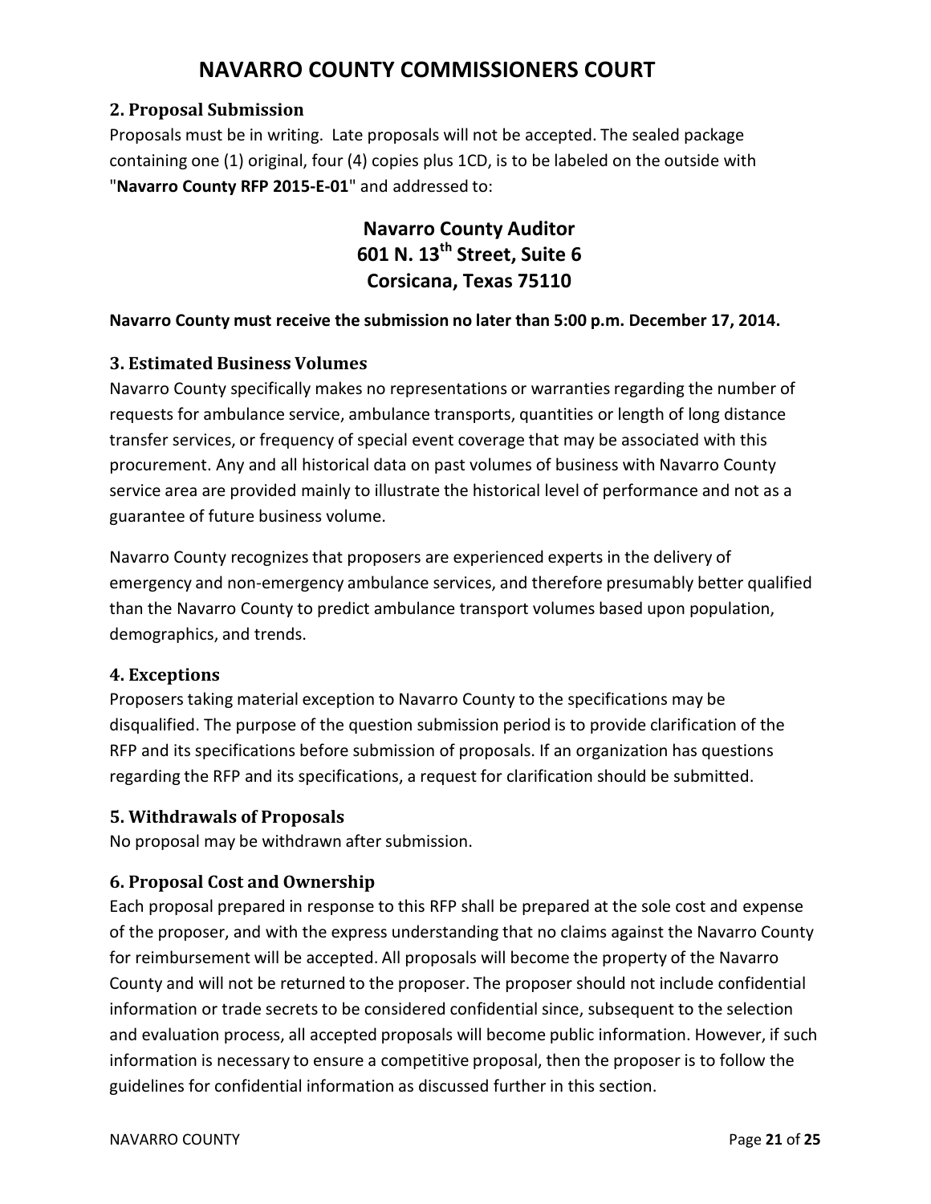# NAVARRO COUNTY COMMISSIONERS COURT

### 2. Proposal Submission

Proposals must be in writing. Late proposals will not be accepted. The sealed package containing one (1) original, four (4) copies plus 1CD, is to be labeled on the outside with "**Navarro County RFP 2015-E-01**" and addressed to:

**Navarro County Auditor**
**601 N. 13th Street, Suite 6**
**Corsicana, Texas 75110**

**Navarro County must receive the submission no later than 5:00 p.m. December 17, 2014.**

### 3. Estimated Business Volumes

Navarro County specifically makes no representations or warranties regarding the number of requests for ambulance service, ambulance transports, quantities or length of long distance transfer services, or frequency of special event coverage that may be associated with this procurement. Any and all historical data on past volumes of business with Navarro County service area are provided mainly to illustrate the historical level of performance and not as a guarantee of future business volume.

Navarro County recognizes that proposers are experienced experts in the delivery of emergency and non-emergency ambulance services, and therefore presumably better qualified than the Navarro County to predict ambulance transport volumes based upon population, demographics, and trends.

### 4. Exceptions

Proposers taking material exception to Navarro County to the specifications may be disqualified. The purpose of the question submission period is to provide clarification of the RFP and its specifications before submission of proposals. If an organization has questions regarding the RFP and its specifications, a request for clarification should be submitted.

### 5. Withdrawals of Proposals

No proposal may be withdrawn after submission.

### 6. Proposal Cost and Ownership

Each proposal prepared in response to this RFP shall be prepared at the sole cost and expense of the proposer, and with the express understanding that no claims against the Navarro County for reimbursement will be accepted. All proposals will become the property of the Navarro County and will not be returned to the proposer. The proposer should not include confidential information or trade secrets to be considered confidential since, subsequent to the selection and evaluation process, all accepted proposals will become public information. However, if such information is necessary to ensure a competitive proposal, then the proposer is to follow the guidelines for confidential information as discussed further in this section.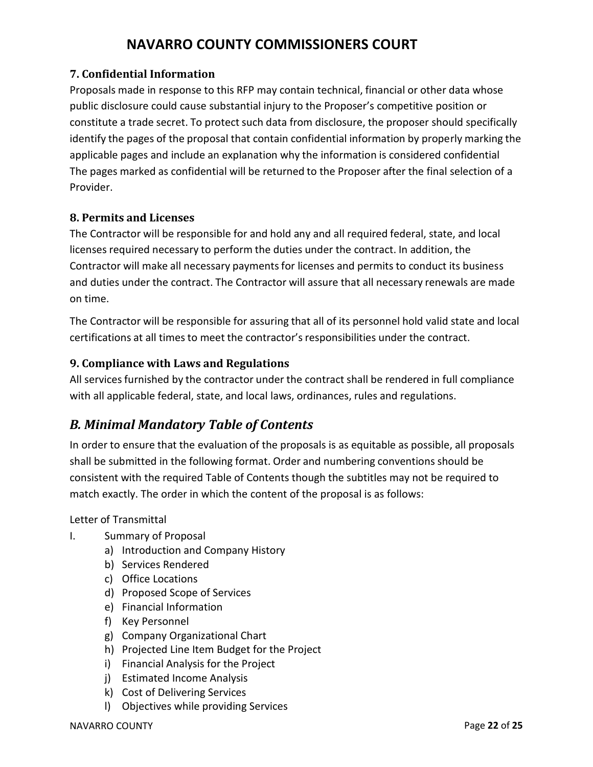### 7. Confidential Information

Proposals made in response to this RFP may contain technical, financial or other data whose public disclosure could cause substantial injury to the Proposer's competitive position or constitute a trade secret. To protect such data from disclosure, the proposer should specifically identify the pages of the proposal that contain confidential information by properly marking the applicable pages and include an explanation why the information is considered confidential The pages marked as confidential will be returned to the Proposer after the final selection of a Provider.

### 8. Permits and Licenses

The Contractor will be responsible for and hold any and all required federal, state, and local licenses required necessary to perform the duties under the contract. In addition, the Contractor will make all necessary payments for licenses and permits to conduct its business and duties under the contract. The Contractor will assure that all necessary renewals are made on time.

The Contractor will be responsible for assuring that all of its personnel hold valid state and local certifications at all times to meet the contractor's responsibilities under the contract.

### 9. Compliance with Laws and Regulations

All services furnished by the contractor under the contract shall be rendered in full compliance with all applicable federal, state, and local laws, ordinances, rules and regulations.

## *B. Minimal Mandatory Table of Contents*

In order to ensure that the evaluation of the proposals is as equitable as possible, all proposals shall be submitted in the following format. Order and numbering conventions should be consistent with the required Table of Contents though the subtitles may not be required to match exactly. The order in which the content of the proposal is as follows:

Letter of Transmittal

I. Summary of Proposal
   - a) Introduction and Company History
   - b) Services Rendered
   - c) Office Locations
   - d) Proposed Scope of Services
   - e) Financial Information
   - f) Key Personnel
   - g) Company Organizational Chart
   - h) Projected Line Item Budget for the Project
   - i) Financial Analysis for the Project
   - j) Estimated Income Analysis
   - k) Cost of Delivering Services
   - l) Objectives while providing Services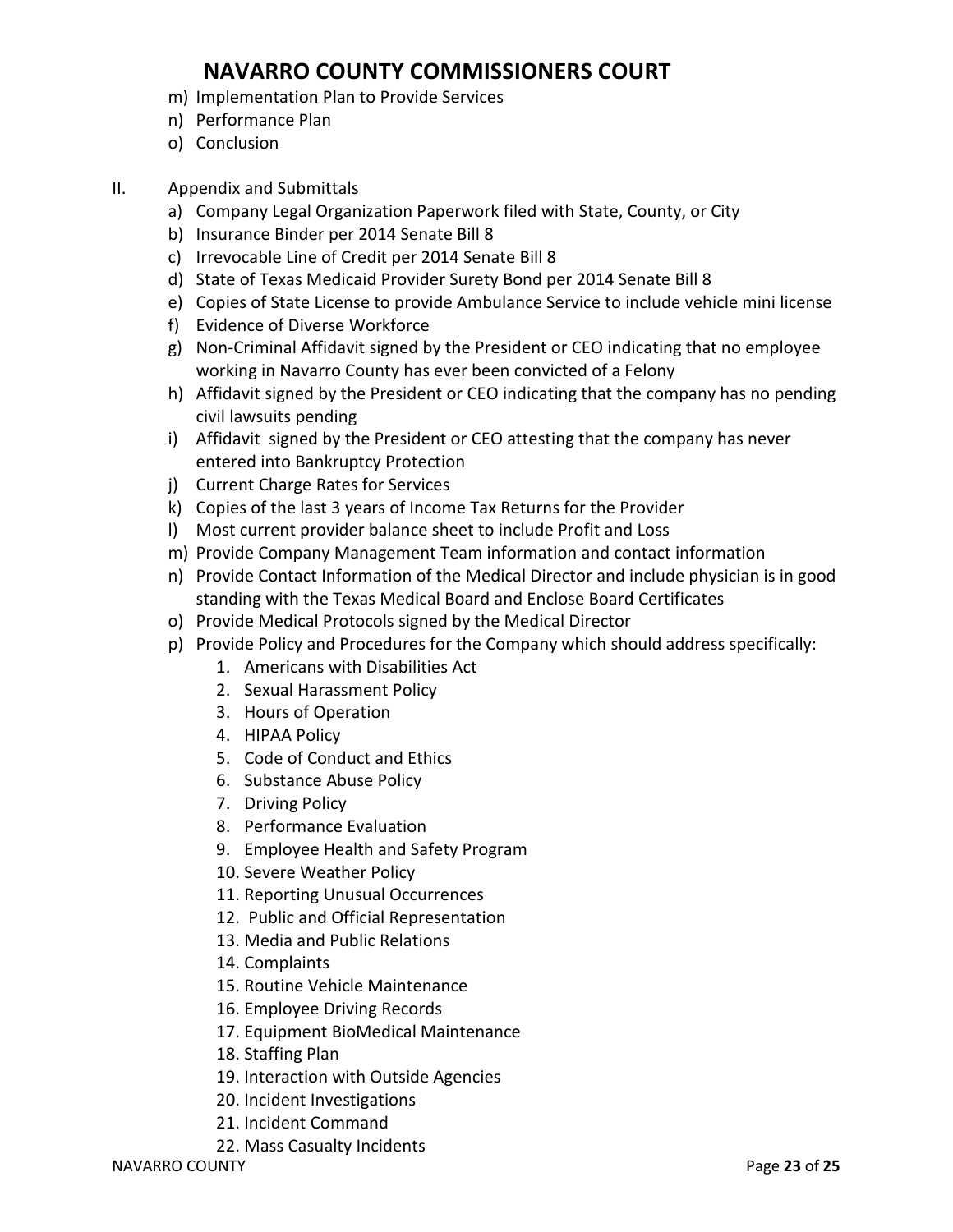m) Implementation Plan to Provide Services
n) Performance Plan
o) Conclusion

II. Appendix and Submittals

a) Company Legal Organization Paperwork filed with State, County, or City
b) Insurance Binder per 2014 Senate Bill 8
c) Irrevocable Line of Credit per 2014 Senate Bill 8
d) State of Texas Medicaid Provider Surety Bond per 2014 Senate Bill 8
e) Copies of State License to provide Ambulance Service to include vehicle mini license
f) Evidence of Diverse Workforce
g) Non-Criminal Affidavit signed by the President or CEO indicating that no employee working in Navarro County has ever been convicted of a Felony
h) Affidavit signed by the President or CEO indicating that the company has no pending civil lawsuits pending
i) Affidavit signed by the President or CEO attesting that the company has never entered into Bankruptcy Protection
j) Current Charge Rates for Services
k) Copies of the last 3 years of Income Tax Returns for the Provider
l) Most current provider balance sheet to include Profit and Loss
m) Provide Company Management Team information and contact information
n) Provide Contact Information of the Medical Director and include physician is in good standing with the Texas Medical Board and Enclose Board Certificates
o) Provide Medical Protocols signed by the Medical Director
p) Provide Policy and Procedures for the Company which should address specifically:
    1. Americans with Disabilities Act
    2. Sexual Harassment Policy
    3. Hours of Operation
    4. HIPAA Policy
    5. Code of Conduct and Ethics
    6. Substance Abuse Policy
    7. Driving Policy
    8. Performance Evaluation
    9. Employee Health and Safety Program
    10. Severe Weather Policy
    11. Reporting Unusual Occurrences
    12. Public and Official Representation
    13. Media and Public Relations
    14. Complaints
    15. Routine Vehicle Maintenance
    16. Employee Driving Records
    17. Equipment BioMedical Maintenance
    18. Staffing Plan
    19. Interaction with Outside Agencies
    20. Incident Investigations
    21. Incident Command
    22. Mass Casualty Incidents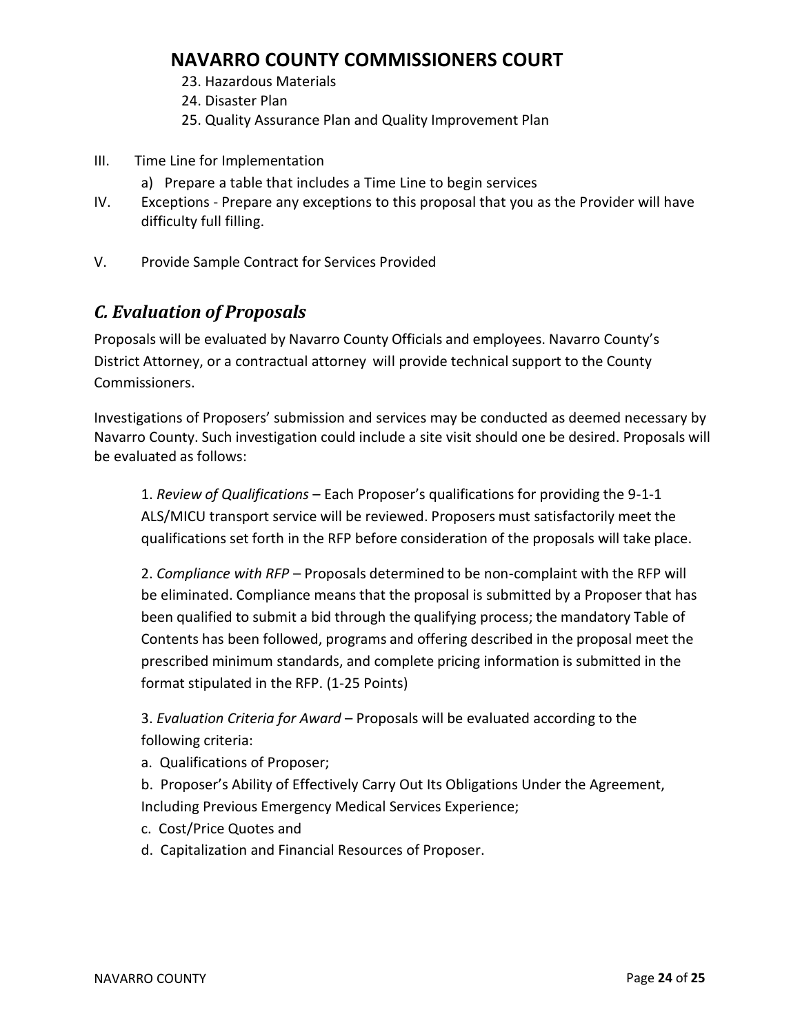23. Hazardous Materials
24. Disaster Plan
25. Quality Assurance Plan and Quality Improvement Plan

III. Time Line for Implementation
   a) Prepare a table that includes a Time Line to begin services

IV. Exceptions - Prepare any exceptions to this proposal that you as the Provider will have difficulty full filling.

V. Provide Sample Contract for Services Provided

## *C. Evaluation of Proposals*

Proposals will be evaluated by Navarro County Officials and employees. Navarro County's District Attorney, or a contractual attorney will provide technical support to the County Commissioners.

Investigations of Proposers' submission and services may be conducted as deemed necessary by Navarro County. Such investigation could include a site visit should one be desired. Proposals will be evaluated as follows:

1. *Review of Qualifications* – Each Proposer's qualifications for providing the 9-1-1 ALS/MICU transport service will be reviewed. Proposers must satisfactorily meet the qualifications set forth in the RFP before consideration of the proposals will take place.

2. *Compliance with RFP* – Proposals determined to be non-complaint with the RFP will be eliminated. Compliance means that the proposal is submitted by a Proposer that has been qualified to submit a bid through the qualifying process; the mandatory Table of Contents has been followed, programs and offering described in the proposal meet the prescribed minimum standards, and complete pricing information is submitted in the format stipulated in the RFP. (1-25 Points)

3. *Evaluation Criteria for Award* – Proposals will be evaluated according to the following criteria:

a. Qualifications of Proposer;

b. Proposer's Ability of Effectively Carry Out Its Obligations Under the Agreement, Including Previous Emergency Medical Services Experience;

c. Cost/Price Quotes and

d. Capitalization and Financial Resources of Proposer.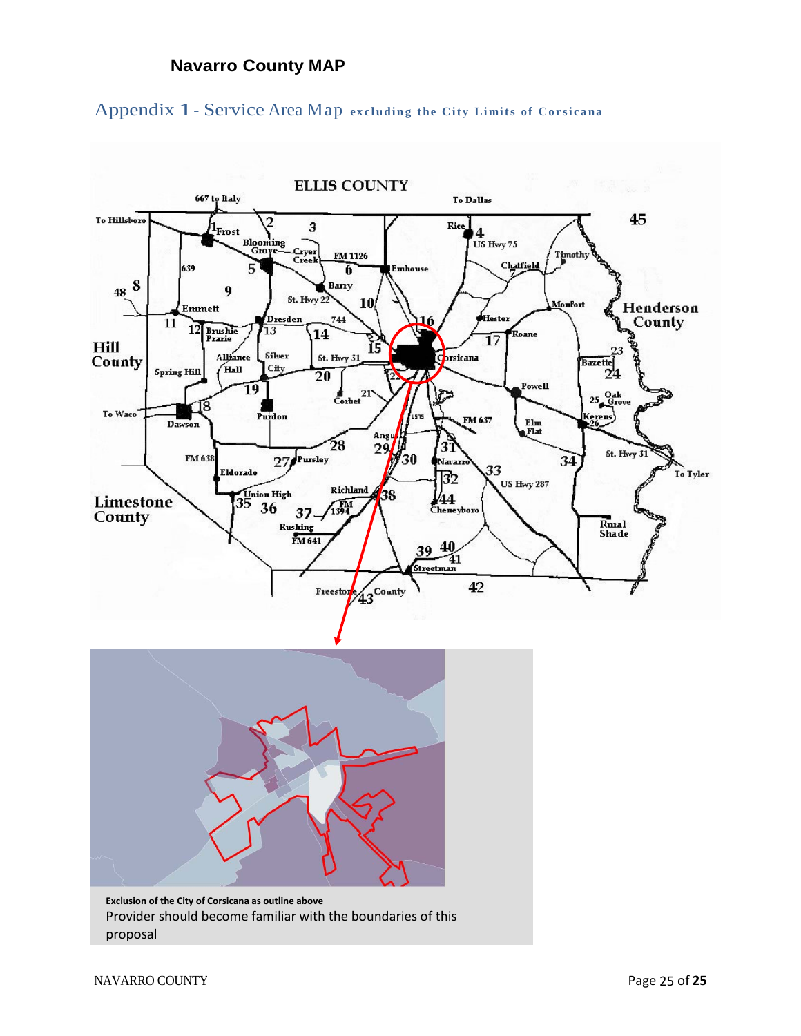**Navarro County MAP**

## Appendix 1 - Service Area Map excluding the City Limits of Corsicana

ELLIS COUNTY

667 to Italy

To Dallas

To Hillsboro

45

1 Frost

2

3

Rice

4

US Hwy 75

Blooming Grove

Cryer Creek

FM 1126

6

Emhouse

Timothy

639

5

Chatfield 7

48

8

9

Barry

Emmett

St. Hwy 22

10

Monfort

Henderson County

11

12

Brushie Prarie

Dresden

13

744

14

16

Hester

Roane

Hill County

Alliance Hall

Silver City

15

St. Hwy 31

Corsicana

17

23

Bazette

24

Spring Hill

20

22

21

Corbet

Powell

19

25

Oak Grove

To Waco

18

Dawson

Purdon

FM 637

Kerens 26

Elm Flat

Angus

28

29

31

FM 638

27

Pursley

30

Navarro

St. Hwy 31

34

To Tyler

Eldorado

32

33

US Hwy 287

Limestone County

Union High

35

36

Richland

FM 1394

38

44

Cheneyboro

37

Rushing

FM 641

Rural Shade

39

40

41

Streetman

42

Freestone County

43

Exclusion of the City of Corsicana as outline above

Provider should become familiar with the boundaries of this proposal